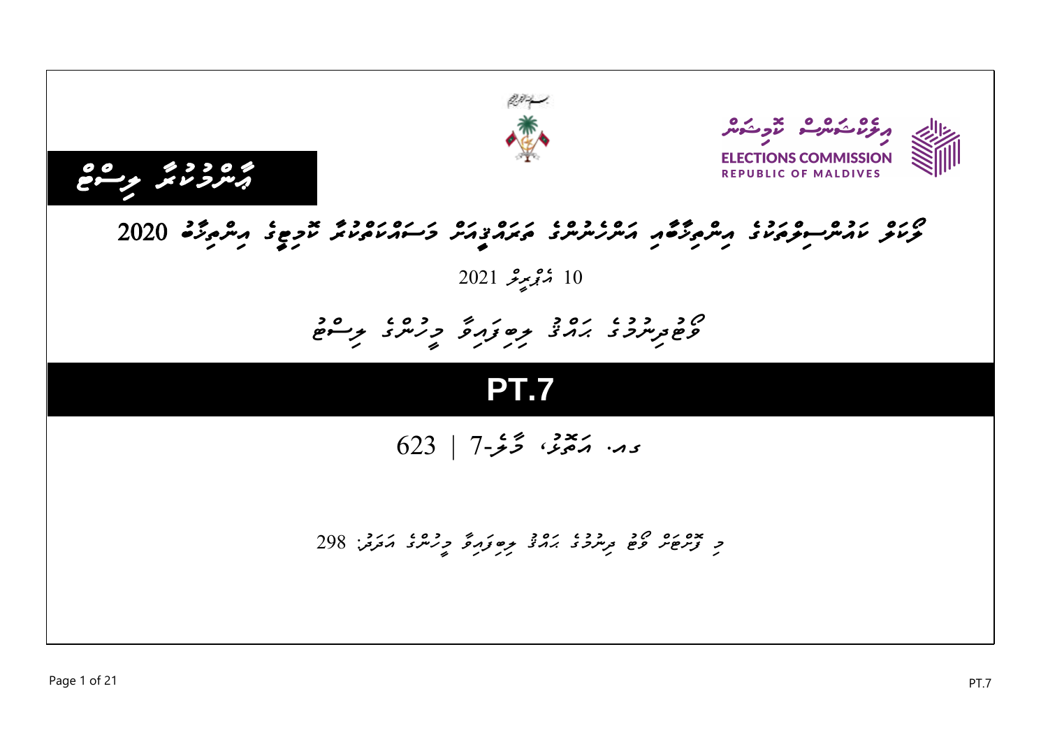ELECTIONS COMMISSION
REPUBLIC OF MALDIVES

އިލެކްޝަންސް ކޮމިޝަން

އަންޑުލުކަ ލިސްޓް

# ލޯކަލް ކައުންސިލްތަކުގެ އިންތިޚާބާއި އަންހެނުންގެ ތަރައްޤީއަށް މަސައްކަތްކުރާ ކޮމިޓީގެ އިންތިޚާބު 2020

10 އެޕްރީލް 2021

## ވޯޓުދިނުމުގެ ކަށްދު ލިބިފައިވާ މީހުންގެ ލިސްޓު

# PT.7

ގއ. އަތޮޅު، މާލެ-7 | 623

މި ފޯރމަށް ވޯޓު ދިނުމުގެ ކަށްދު ލިބިފައިވާ މީހުންގެ އަދަދު: 298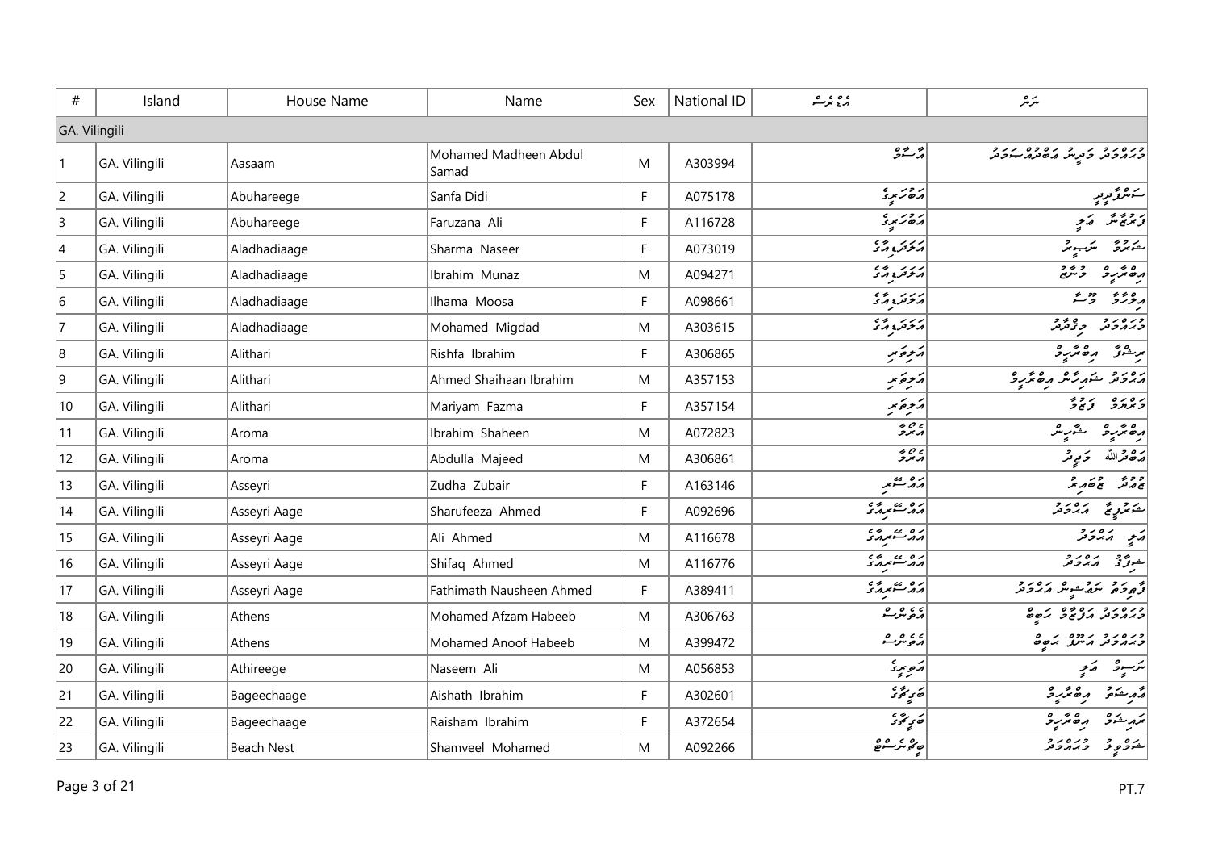| # | Island | House Name | Name | Sex | National ID | ގެއެގުމަ | ނަން |
|---|---|---|---|---|---|---|---|
| GA. Vilingili | | | | | | | |
| 1 | GA. Vilingili | Aasaam | Mohamed Madheen Abdul Samad | M | A303994 | އާސާމް | މުހައްމަދު މަދީން އަބްދުލް ސަމަދު |
| 2 | GA. Vilingili | Abuhareege | Sanfa Didi | F | A075178 | އަބުހަރީގެ | ސަންފާދީދީ |
| 3 | GA. Vilingili | Abuhareege | Faruzana Ali | F | A116728 | އަބުހަރީގެ | ފަރުޒާނާ އަލި |
| 4 | GA. Vilingili | Aladhadiaage | Sharma Naseer | F | A073019 | އަލަދަޑިއާގެ | ޝަރުމާ ނަސީރު |
| 5 | GA. Vilingili | Aladhadiaage | Ibrahim Munaz | M | A094271 | އަލަދަޑިއާގެ | އިބްރާހީމް މުނާޒް |
| 6 | GA. Vilingili | Aladhadiaage | Ilhama Moosa | F | A098661 | އަލަދަޑިއާގެ | އިލްހާމާ މޫސާ |
| 7 | GA. Vilingili | Aladhadiaage | Mohamed Migdad | M | A303615 | އަލަދަޑިއާގެ | މުހައްމަދު މިގްދާދު |
| 8 | GA. Vilingili | Alithari | Rishfa Ibrahim | F | A306865 | އަލިތަރި | ރިޝްފާ އިބްރާހީމް |
| 9 | GA. Vilingili | Alithari | Ahmed Shaihaan Ibrahim | M | A357153 | އަލިތަރި | އަޙްމަދު ޝައިހާން އިބްރާހީމް |
| 10 | GA. Vilingili | Alithari | Mariyam Fazma | F | A357154 | އަލިތަރި | މަރިޔަމް ފަޒްމާ |
| 11 | GA. Vilingili | Aroma | Ibrahim Shaheen | M | A072823 | އެރޯމާ | އިބްރާހީމް ޝާހީން |
| 12 | GA. Vilingili | Aroma | Abdulla Majeed | M | A306861 | އެރޯމާ | އަބްދުﷲ މަޖީދު |
| 13 | GA. Vilingili | Asseyri | Zudha Zubair | F | A163146 | އައްސޭރި | ޒުދާ ޒުބައިރު |
| 14 | GA. Vilingili | Asseyri Aage | Sharufeeza Ahmed | F | A092696 | އައްސޭރިއާގެ | ޝަރުފީޒާ އަޙްމަދު |
| 15 | GA. Vilingili | Asseyri Aage | Ali Ahmed | M | A116678 | އައްސޭރިއާގެ | އަލި އަޙްމަދު |
| 16 | GA. Vilingili | Asseyri Aage | Shifaq Ahmed | M | A116776 | އައްސޭރިއާގެ | ޝިފާޤު އަޙްމަދު |
| 17 | GA. Vilingili | Asseyri Aage | Fathimath Nausheen Ahmed | F | A389411 | އައްސޭރިއާގެ | ފާތިމަތު ނައުޝީން އަޙްމަދު |
| 18 | GA. Vilingili | Athens | Mohamed Afzam Habeeb | M | A306763 | އެތެންސް | މުހައްމަދު އަފްޒަމް ހަބީބު |
| 19 | GA. Vilingili | Athens | Mohamed Anoof Habeeb | M | A399472 | އެތެންސް | މުހައްމަދު އަނޫފް ހަބީބު |
| 20 | GA. Vilingili | Athireege | Naseem Ali | M | A056853 | އަތިރީގެ | ނަސީމް އަލި |
| 21 | GA. Vilingili | Bageechaage | Aishath Ibrahim | F | A302601 | ބަގީޗާގެ | އައިޝަތު އިބްރާހީމް |
| 22 | GA. Vilingili | Bageechaage | Raisham Ibrahim | F | A372654 | ބަގީޗާގެ | ރައިޝަމް އިބްރާހީމް |
| 23 | GA. Vilingili | Beach Nest | Shamveel Mohamed | M | A092266 | ބީޗްނެސްޓް | ޝަމްވީލް މުހައްމަދު |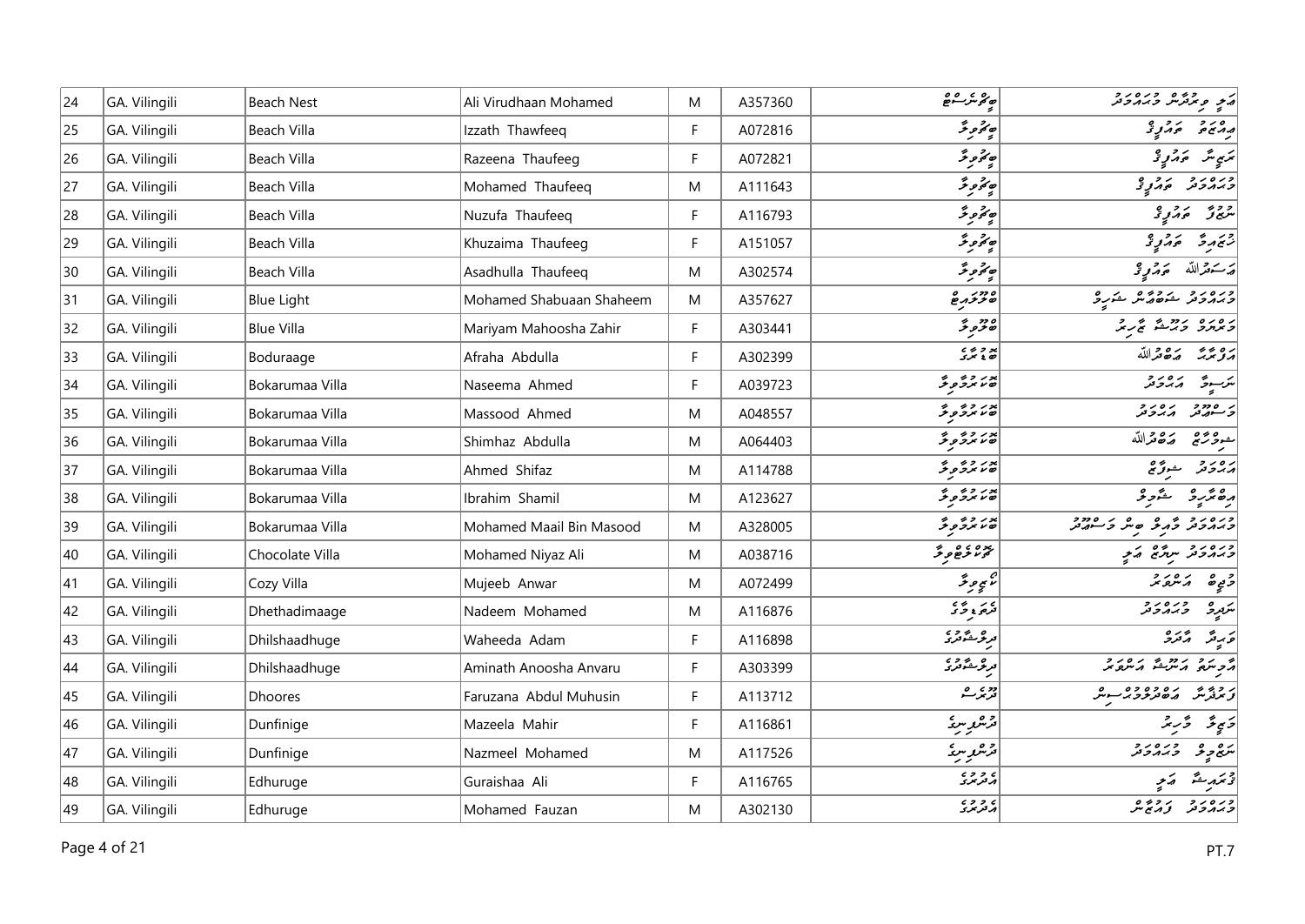| 24 | GA. Vilingili | Beach Nest | Ali Virudhaan Mohamed | M | A357360 | ބީޗްނެސްޓް | އަލި ވިރުދާން މުހައްމަދު |
|---|---|---|---|---|---|---|---|
| 25 | GA. Vilingili | Beach Villa | Izzath Thawfeeq | F | A072816 | ބީޗްވިލާ | އިއްޒަތު ތައުފީޤު |
| 26 | GA. Vilingili | Beach Villa | Razeena Thaufeeg | F | A072821 | ބީޗްވިލާ | ރަޒީނާ ތައުފީޤު |
| 27 | GA. Vilingili | Beach Villa | Mohamed Thaufeeq | M | A111643 | ބީޗްވިލާ | މުހައްމަދު ތައުފީޤު |
| 28 | GA. Vilingili | Beach Villa | Nuzufa Thaufeeq | F | A116793 | ބީޗްވިލާ | ނުޒުފާ ތައުފީޤު |
| 29 | GA. Vilingili | Beach Villa | Khuzaima Thaufeeg | F | A151057 | ބީޗްވިލާ | ހުޒައިމާ ތައުފީޤު |
| 30 | GA. Vilingili | Beach Villa | Asadhulla Thaufeeq | M | A302574 | ބީޗްވިލާ | އަސަދުﷲ ތައުފީޤު |
| 31 | GA. Vilingili | Blue Light | Mohamed Shabuaan Shaheem | M | A357627 | ބްލޫލައިޓް | މުހައްމަދު ޝަބުޢާން ޝަހީމް |
| 32 | GA. Vilingili | Blue Villa | Mariyam Mahoosha Zahir | F | A303441 | ބްލޫވިލާ | މަރިޔަމް މަހޫޝާ ޒާހިރު |
| 33 | GA. Vilingili | Boduraage | Afraha Abdulla | F | A302399 | ބޮޑުރާގެ | އަފްރަހާ އަބްދުﷲ |
| 34 | GA. Vilingili | Bokarumaa Villa | Naseema Ahmed | F | A039723 | ބޮކަރުމާވިލާ | ނަސީމާ އަޙްމަދު |
| 35 | GA. Vilingili | Bokarumaa Villa | Massood Ahmed | M | A048557 | ބޮކަރުމާވިލާ | މަސްޢޫދު އަޙްމަދު |
| 36 | GA. Vilingili | Bokarumaa Villa | Shimhaz Abdulla | M | A064403 | ބޮކަރުމާވިލާ | ޝިމްހާޒް އަބްދުﷲ |
| 37 | GA. Vilingili | Bokarumaa Villa | Ahmed Shifaz | M | A114788 | ބޮކަރުމާވިލާ | އަޙްމަދު ޝިފާޒް |
| 38 | GA. Vilingili | Bokarumaa Villa | Ibrahim Shamil | M | A123627 | ބޮކަރުމާވިލާ | އިބްރާހިމް ޝާމިލް |
| 39 | GA. Vilingili | Bokarumaa Villa | Mohamed Maail Bin Masood | M | A328005 | ބޮކަރުމާވިލާ | މުހައްމަދު މާއިލް ބިން މަސްޢޫދު |
| 40 | GA. Vilingili | Chocolate Villa | Mohamed Niyaz Ali | M | A038716 | ޗޮކްލެޓްވިލާ | މުހައްމަދު ނިޔާޒް އަލި |
| 41 | GA. Vilingili | Cozy Villa | Mujeeb Anwar | M | A072499 | ކޯޒީވިލާ | މުޖީބު އަންވަރު |
| 42 | GA. Vilingili | Dhethadimaage | Nadeem Mohamed | M | A116876 | ދެތަޑިމާގެ | ނަދީމް މުހައްމަދު |
| 43 | GA. Vilingili | Dhilshaadhuge | Waheeda Adam | F | A116898 | ދިލްޝާދުގެ | ވަހީދާ އާދަމް |
| 44 | GA. Vilingili | Dhilshaadhuge | Aminath Anoosha Anvaru | F | A303399 | ދިލްޝާދުގެ | އާމިނަތު އަނޫޝާ އަންވަރު |
| 45 | GA. Vilingili | Dhoores | Faruzana Abdul Muhusin | F | A113712 | ދޫރެސް | ފަރުޒާނާ އަބްދުލްމުހުސިން |
| 46 | GA. Vilingili | Dunfinige | Mazeela Mahir | F | A116861 | ދުންފިނިގެ | މަޒީލާ މާހިރު |
| 47 | GA. Vilingili | Dunfinige | Nazmeel Mohamed | M | A117526 | ދުންފިނިގެ | ނަޒްމީލް މުހައްމަދު |
| 48 | GA. Vilingili | Edhuruge | Guraishaa Ali | F | A116765 | އެދުރުގެ | ގުރައިޝާ އަލި |
| 49 | GA. Vilingili | Edhuruge | Mohamed Fauzan | M | A302130 | އެދުރުގެ | މުހައްމަދު ފައުޒާން |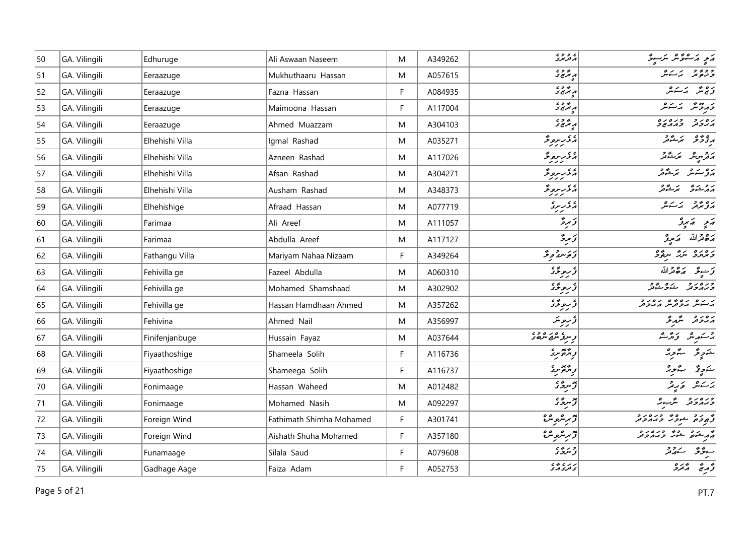| 50 | GA. Vilingili | Edhuruge | Ali Aswaan Naseem | M | A349262 | ެއެދުރުގެ | ޢަލީ އަސްވާން ނަސީމް |
|---|---|---|---|---|---|---|---|
| 51 | GA. Vilingili | Eeraazuge | Mukhuthaaru Hassan | M | A057615 | އީރާޒުގެ | މުޚުތާރު ހަސަން |
| 52 | GA. Vilingili | Eeraazuge | Fazna Hassan | F | A084935 | އީރާޒުގެ | ފަޒްނާ ހަސަން |
| 53 | GA. Vilingili | Eeraazuge | Maimoona Hassan | F | A117004 | އީރާޒުގެ | މައިމޫނާ ހަސަން |
| 54 | GA. Vilingili | Eeraazuge | Ahmed Muazzam | M | A304103 | އީރާޒުގެ | އަހްމަދު މުއައްޒަމް |
| 55 | GA. Vilingili | Elhehishi Villa | Igmal Rashad | M | A035271 | އެޅެހިށިވިލާ | އިގުމާލް ރަޝާދު |
| 56 | GA. Vilingili | Elhehishi Villa | Azneen Rashad | M | A117026 | އެޅެހިށިވިލާ | އަޒްނީން ރަޝާދު |
| 57 | GA. Vilingili | Elhehishi Villa | Afsan Rashad | M | A304271 | އެޅެހިށިވިލާ | އަފްސަން ރަޝާދު |
| 58 | GA. Vilingili | Elhehishi Villa | Ausham Rashad | M | A348373 | އެޅެހިށިވިލާ | އައުޝަމް ރަޝާދު |
| 59 | GA. Vilingili | Elhehishige | Afraad Hassan | M | A077719 | އެޅެހިށިގެ | އަފްރާދު ހަސަން |
| 60 | GA. Vilingili | Farimaa | Ali Areef | M | A111057 | ފަރިމާ | ޢަލީ އަރީފް |
| 61 | GA. Vilingili | Farimaa | Abdulla Areef | M | A117127 | ފަރިމާ | އަބްދުﷲ އަރީފް |
| 62 | GA. Vilingili | Fathangu Villa | Mariyam Nahaa Nizaam | F | A349264 | ފަތަނގުވިލާ | މަރިޔަމް ނަހާ ނިޒާމް |
| 63 | GA. Vilingili | Fehivilla ge | Fazeel Abdulla | M | A060310 | ފެހިވިލާގެ | ފަޟީލް އަބްދުﷲ |
| 64 | GA. Vilingili | Fehivilla ge | Mohamed Shamshaad | M | A302902 | ފެހިވިލާގެ | މުހައްމަދު ޝަމްޝާދު |
| 65 | GA. Vilingili | Fehivilla ge | Hassan Hamdhaan Ahmed | M | A357262 | ފެހިވިލާގެ | ހަސަން ހަމްދާން އަހްމަދު |
| 66 | GA. Vilingili | Fehivina | Ahmed Nail | M | A356997 | ފެހިވިނަ | އަހްމަދު ނާއިލް |
| 67 | GA. Vilingili | Finifenjanbuge | Hussain Fayaz | M | A037644 | ފިނިފެންޖަންބުގެ | ހުސައިން ފައްޔާޒް |
| 68 | GA. Vilingili | Fiyaathoshige | Shameela Solih | F | A116736 | ފިޔާތޮށިގެ | ޝަމީލާ ޞާލިހް |
| 69 | GA. Vilingili | Fiyaathoshige | Shameega Solih | F | A116737 | ފިޔާތޮށިގެ | ޝަމީގާ ޞާލިހް |
| 70 | GA. Vilingili | Fonimaage | Hassan Waheed | M | A012482 | ފޮނިމާގެ | ހަސަން ވަހީދު |
| 71 | GA. Vilingili | Fonimaage | Mohamed Nasih | M | A092297 | ފޮނިމާގެ | މުހައްމަދު ނާސިހް |
| 72 | GA. Vilingili | Foreign Wind | Fathimath Shimha Mohamed | F | A301741 | ފޮރިންވިންޑް | ފާތިމަތު ޝިމްހާ މުހައްމަދު |
| 73 | GA. Vilingili | Foreign Wind | Aishath Shuha Mohamed | F | A357180 | ފޮރިންވިންޑް | އައިޝަތު ޝުހާ މުހައްމަދު |
| 74 | GA. Vilingili | Funamaage | Silala Saud | F | A079608 | ފުނަމާގެ | ސިލާލާ ސައުދު |
| 75 | GA. Vilingili | Gadhage Aage | Faiza Adam | F | A052753 | ގަދަގެއާގެ | ފާއިޒާ އާދަމް |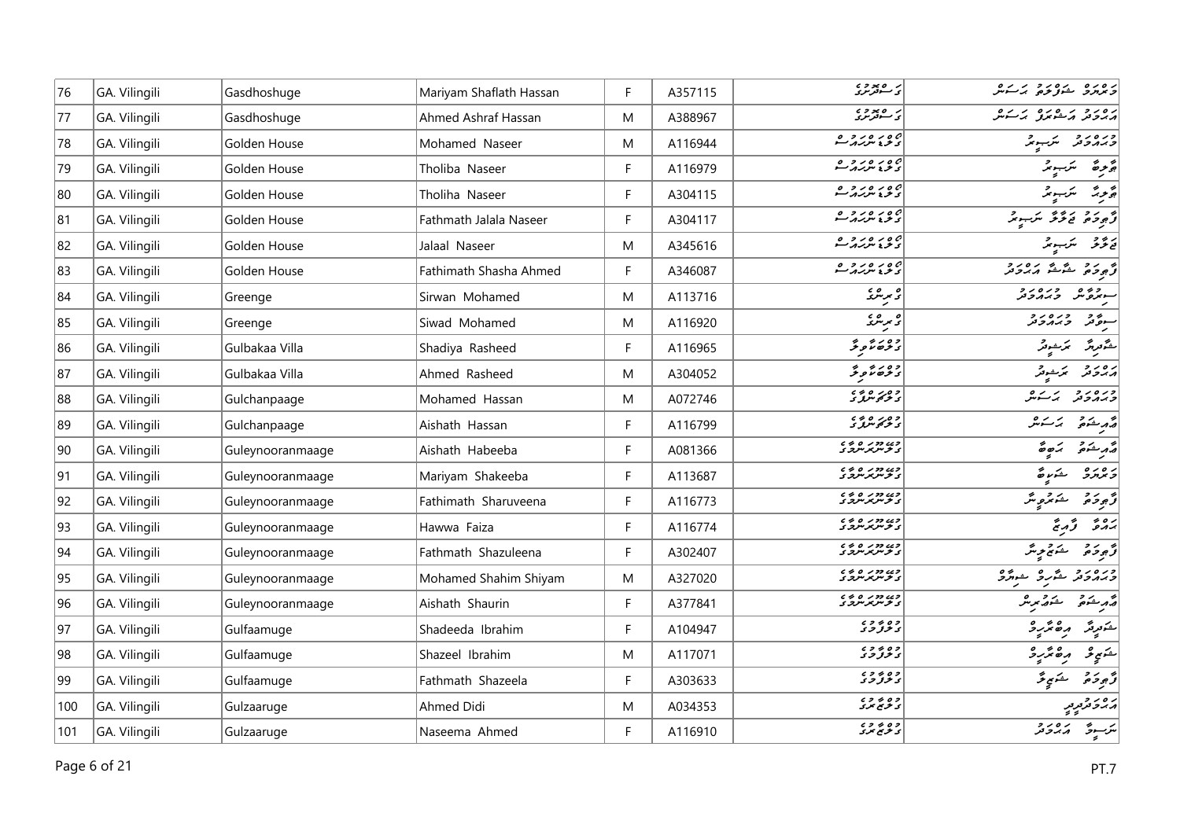| 76 | GA. Vilingili | Gasdhoshuge | Mariyam Shaflath Hassan | F | A357115 | ގަސްދޮށުގެ | މަރިޔަމް ޝަފްލަތު ހަސަން |
|---|---|---|---|---|---|---|---|
| 77 | GA. Vilingili | Gasdhoshuge | Ahmed Ashraf Hassan | M | A388967 | ގަސްދޮށުގެ | އަޙްމަދު އަޝްރަފް ހަސަން |
| 78 | GA. Vilingili | Golden House | Mohamed Naseer | M | A116944 | ގޯލްޑެން ހައުސް | މުޙައްމަދު ނަސީރު |
| 79 | GA. Vilingili | Golden House | Tholiba Naseer | F | A116979 | ގޯލްޑެން ހައުސް | ޠާލިބާ ނަސީރު |
| 80 | GA. Vilingili | Golden House | Tholiha Naseer | F | A304115 | ގޯލްޑެން ހައުސް | ޠާލިހާ ނަސީރު |
| 81 | GA. Vilingili | Golden House | Fathmath Jalala Naseer | F | A304117 | ގޯލްޑެން ހައުސް | ފާތިމަތު ޖަލާލާ ނަސީރު |
| 82 | GA. Vilingili | Golden House | Jalaal Naseer | M | A345616 | ގޯލްޑެން ހައުސް | ޖަލާލު ނަސީރު |
| 83 | GA. Vilingili | Golden House | Fathimath Shasha Ahmed | F | A346087 | ގޯލްޑެން ހައުސް | ފާތިމަތު ޝާޝާ އަޙްމަދު |
| 84 | GA. Vilingili | Greenge | Sirwan Mohamed | M | A113716 | ގްރީންގެ | ސިރްވާން މުޙައްމަދު |
| 85 | GA. Vilingili | Greenge | Siwad Mohamed | M | A116920 | ގްރީންގެ | ސިވާދު މުޙައްމަދު |
| 86 | GA. Vilingili | Gulbakaa Villa | Shadiya Rasheed | F | A116965 | ގުލްބަކާވިލާ | ޝާދިޔާ ރަޝީދު |
| 87 | GA. Vilingili | Gulbakaa Villa | Ahmed Rasheed | M | A304052 | ގުލްބަކާވިލާ | އަޙްމަދު ރަޝީދު |
| 88 | GA. Vilingili | Gulchanpaage | Mohamed Hassan | M | A072746 | ގުލްޗަންޕާގެ | މުޙައްމަދު ހަސަން |
| 89 | GA. Vilingili | Gulchanpaage | Aishath Hassan | F | A116799 | ގުލްޗަންޕާގެ | އާއިޝަތު ހަސަން |
| 90 | GA. Vilingili | Guleynooranmaage | Aishath Habeeba | F | A081366 | ގުލޭނޫރަންމާގެ | އާއިޝަތު ހަބީބާ |
| 91 | GA. Vilingili | Guleynooranmaage | Mariyam Shakeeba | F | A113687 | ގުލޭނޫރަންމާގެ | މަރިޔަމް ޝަކީބާ |
| 92 | GA. Vilingili | Guleynooranmaage | Fathimath Sharuveena | F | A116773 | ގުލޭނޫރަންމާގެ | ފާތިމަތު ޝަރުވީނާ |
| 93 | GA. Vilingili | Guleynooranmaage | Hawwa Faiza | F | A116774 | ގުލޭނޫރަންމާގެ | ހައްވާ ފާއިޒާ |
| 94 | GA. Vilingili | Guleynooranmaage | Fathmath Shazuleena | F | A302407 | ގުލޭނޫރަންމާގެ | ފާތިމަތު ޝަޒުލީނާ |
| 95 | GA. Vilingili | Guleynooranmaage | Mohamed Shahim Shiyam | M | A327020 | ގުލޭނޫރަންމާގެ | މުޙައްމަދު ޝާހިމް ޝިޔާމް |
| 96 | GA. Vilingili | Guleynooranmaage | Aishath Shaurin | F | A377841 | ގުލޭނޫރަންމާގެ | އާއިޝަތު ޝައުރިން |
| 97 | GA. Vilingili | Gulfaamuge | Shadeeda Ibrahim | F | A104947 | ގުލްފާމުގެ | ޝަދީދާ އިބްރާހިމް |
| 98 | GA. Vilingili | Gulfaamuge | Shazeel Ibrahim | M | A117071 | ގުލްފާމުގެ | ޝަޒީލް އިބްރާހިމް |
| 99 | GA. Vilingili | Gulfaamuge | Fathmath Shazeela | F | A303633 | ގުލްފާމުގެ | ފާތިމަތު ޝަޒީލާ |
| 100 | GA. Vilingili | Gulzaaruge | Ahmed Didi | M | A034353 | ގުލްޒާރުގެ | އަޙްމަދުދީދީ |
| 101 | GA. Vilingili | Gulzaaruge | Naseema Ahmed | F | A116910 | ގުލްޒާރުގެ | ނަސީމާ އަޙްމަދު |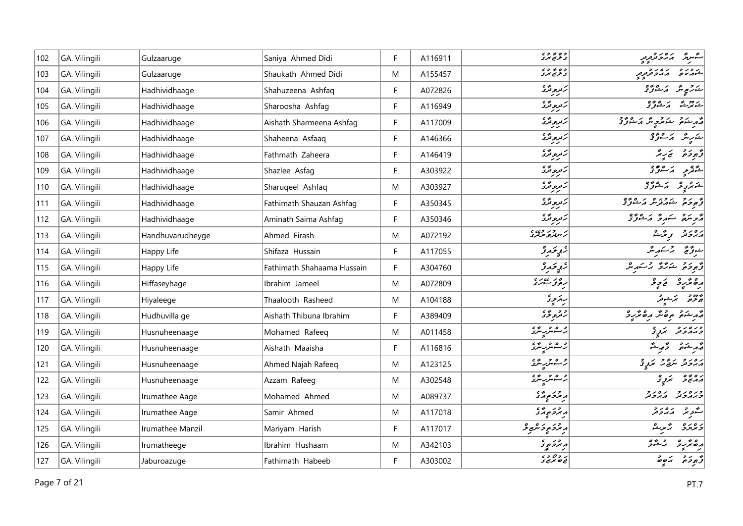| 102 | GA. Vilingili | Gulzaaruge | Saniya Ahmed Didi | F | A116911 | ގުލްޒާރުގެ | ސާނިޔާ އަޙްމަދުދީދީ |
|---|---|---|---|---|---|---|---|
| 103 | GA. Vilingili | Gulzaaruge | Shaukath Ahmed Didi | M | A155457 | ގުލްޒާރުގެ | ޝައުކަތު އަޙްމަދުދީދީ |
| 104 | GA. Vilingili | Hadhividhaage | Shahuzeena Ashfaq | F | A072826 | ހަދިވިދާގެ | ޝަހުޒީނާ އަޝްފާޤު |
| 105 | GA. Vilingili | Hadhividhaage | Sharoosha Ashfag | F | A116949 | ހަދިވިދާގެ | ޝަރޫޝާ އަޝްފާގު |
| 106 | GA. Vilingili | Hadhividhaage | Aishath Sharmeena Ashfag | F | A117009 | ހަދިވިދާގެ | އައިޝަތު ޝަރްމީނާ އަޝްފާގު |
| 107 | GA. Vilingili | Hadhividhaage | Shaheena Asfaaq | F | A146366 | ހަދިވިދާގެ | ޝަހީނާ އަސްފާޤު |
| 108 | GA. Vilingili | Hadhividhaage | Fathmath Zaheera | F | A146419 | ހަދިވިދާގެ | ފާތިމަތު ޒަހީރާ |
| 109 | GA. Vilingili | Hadhividhaage | Shazlee Asfag | F | A303922 | ހަދިވިދާގެ | ޝަޒްލީ އަސްފާގު |
| 110 | GA. Vilingili | Hadhividhaage | Sharuqeel Ashfaq | M | A303927 | ހަދިވިދާގެ | ޝަރުޤީލް އަޝްފާޤު |
| 111 | GA. Vilingili | Hadhividhaage | Fathimath Shauzan Ashfag | F | A350345 | ހަދިވިދާގެ | ފާތިމަތު ޝައުޒާން އަޝްފާގު |
| 112 | GA. Vilingili | Hadhividhaage | Aminath Saima Ashfag | F | A350346 | ހަދިވިދާގެ | އާމިނަތު ސައިމާ އަޝްފާގު |
| 113 | GA. Vilingili | Handhuvarudheyge | Ahmed Firash | M | A072192 | ހަނދުވަރުދޭގެ | އަޙްމަދު ފިރާޝް |
| 114 | GA. Vilingili | Happy Life | Shifaza Hussain | F | A117055 | ހެޕީލައިފް | ޝިފާޒާ ހުސައިން |
| 115 | GA. Vilingili | Happy Life | Fathimath Shahaama Hussain | F | A304760 | ހެޕީލައިފް | ފާތިމަތު ޝަހާމާ ހުސައިން |
| 116 | GA. Vilingili | Hiffaseyhage | Ibrahim Jameel | M | A072809 | ހިއްފަސޭހަގެ | އިބްރާހީމް ޖަމީލް |
| 117 | GA. Vilingili | Hiyaleege | Thaalooth Rasheed | M | A104188 | ހިޔަލީގެ | ތާލޫތު ރަޝީދު |
| 118 | GA. Vilingili | Hudhuvilla ge | Aishath Thibuna Ibrahim | F | A389409 | ހުދުވިލާގެ | އައިޝަތު ތިބޫނާ އިބްރާހީމް |
| 119 | GA. Vilingili | Husnuheenaage | Mohamed Rafeeq | M | A011458 | ހުސްނުހީނާގެ | މުޙައްމަދު ރަފީޤު |
| 120 | GA. Vilingili | Husnuheenaage | Aishath Maaisha | F | A116816 | ހުސްނުހީނާގެ | އައިޝަތު މާއިޝާ |
| 121 | GA. Vilingili | Husnuheenaage | Ahmed Najah Rafeeq | M | A123125 | ހުސްނުހީނާގެ | އަޙްމަދު ނަޖާޙު ރަފީޤު |
| 122 | GA. Vilingili | Husnuheenaage | Azzam Rafeeg | M | A302548 | ހުސްނުހީނާގެ | އައްޒާމް ރަފީގު |
| 123 | GA. Vilingili | Irumathee Aage | Mohamed Ahmed | M | A089737 | އިރުމަތީއާގެ | މުޙައްމަދު އަޙްމަދު |
| 124 | GA. Vilingili | Irumathee Aage | Samir Ahmed | M | A117018 | އިރުމަތީއާގެ | ސަމީރު އަޙްމަދު |
| 125 | GA. Vilingili | Irumathee Manzil | Mariyam Harish | F | A117017 | އިރުމަތީމަންޒިލް | މަރިޔަމް ހާރިޝް |
| 126 | GA. Vilingili | Irumatheege | Ibrahim Hushaam | M | A342103 | އިރުމަތީގެ | އިބްރާހީމް ހުޝާމް |
| 127 | GA. Vilingili | Jaburoazuge | Fathimath Habeeb | F | A303002 | ޖަބުރޯޒުގެ | ފާތިމަތު ހަބީބު |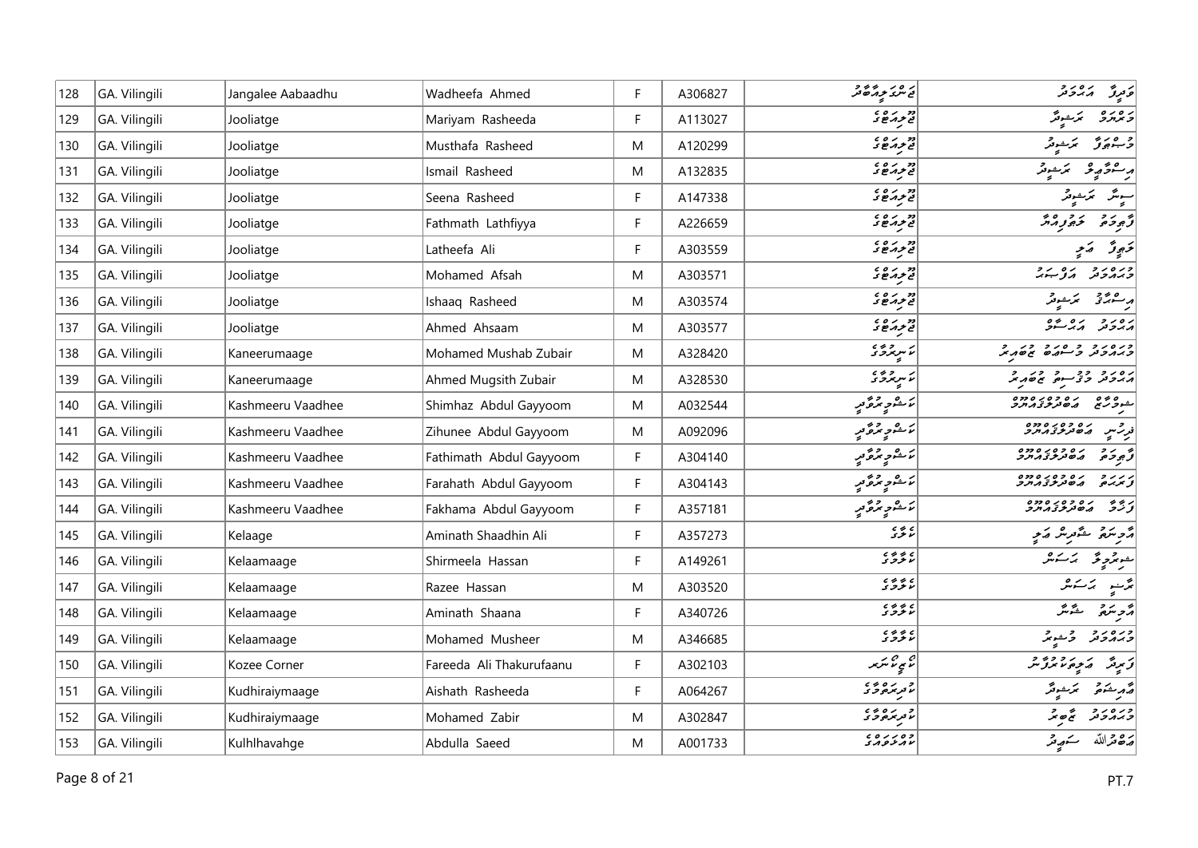| 128 | GA. Vilingili | Jangalee Aabaadhu | Wadheefa Ahmed | F | A306827 | ﺝަންގަލީއާބާދު | ވަދީފާ އަޙްމަދު |
|---|---|---|---|---|---|---|---|
| 129 | GA. Vilingili | Jooliatge | Mariyam Rasheeda | F | A113027 | ޖޫލިއަތްގެ | މަރިޔަމް ރަޝީދާ |
| 130 | GA. Vilingili | Jooliatge | Musthafa Rasheed | M | A120299 | ޖޫލިއަތްގެ | މުސްތަފާ ރަޝީދު |
| 131 | GA. Vilingili | Jooliatge | Ismail Rasheed | M | A132835 | ޖޫލިއަތްގެ | އިސްމާޢީލް ރަޝީދު |
| 132 | GA. Vilingili | Jooliatge | Seena Rasheed | F | A147338 | ޖޫލިއަތްގެ | ސީނާ ރަޝީދު |
| 133 | GA. Vilingili | Jooliatge | Fathmath Lathfiyya | F | A226659 | ޖޫލިއަތްގެ | ފާތިމަތު ލަތްފިއްޔާ |
| 134 | GA. Vilingili | Jooliatge | Latheefa Ali | F | A303559 | ޖޫލިއަތްގެ | ލަތީފާ ޢަލީ |
| 135 | GA. Vilingili | Jooliatge | Mohamed Afsah | M | A303571 | ޖޫލިއަތްގެ | މުޙައްމަދު އަފްސަޙް |
| 136 | GA. Vilingili | Jooliatge | Ishaaq Rasheed | M | A303574 | ޖޫލިއަތްގެ | އިސްޙާޤު ރަޝީދު |
| 137 | GA. Vilingili | Jooliatge | Ahmed Ahsaam | M | A303577 | ޖޫލިއަތްގެ | އަޙްމަދު އަޙްސާމް |
| 138 | GA. Vilingili | Kaneerumaage | Mohamed Mushab Zubair | M | A328420 | ކަނީރުމާގެ | މުޙައްމަދު މުސްޢަބް ޒުބައިރު |
| 139 | GA. Vilingili | Kaneerumaage | Ahmed Mugsith Zubair | M | A328530 | ކަނީރުމާގެ | އަޙްމަދު މުގްސިތު ޒުބައިރު |
| 140 | GA. Vilingili | Kashmeeru Vaadhee | Shimhaz Abdul Gayyoom | M | A032544 | ކަޝްމީރުވާދީ | ޝިމްހާޒް އަބްދުލްޤައްޔޫމް |
| 141 | GA. Vilingili | Kashmeeru Vaadhee | Zihunee Abdul Gayyoom | M | A092096 | ކަޝްމީރުވާދީ | ޒިހުނީ އަބްދުލްޤައްޔޫމް |
| 142 | GA. Vilingili | Kashmeeru Vaadhee | Fathimath Abdul Gayyoom | F | A304140 | ކަޝްމީރުވާދީ | ފާތިމަތު އަބްދުލްޤައްޔޫމް |
| 143 | GA. Vilingili | Kashmeeru Vaadhee | Farahath Abdul Gayyoom | F | A304143 | ކަޝްމީރުވާދީ | ފަރަހަތު އަބްދުލްޤައްޔޫމް |
| 144 | GA. Vilingili | Kashmeeru Vaadhee | Fakhama Abdul Gayyoom | F | A357181 | ކަޝްމީރުވާދީ | ފަޚާމާ އަބްދުލްޤައްޔޫމް |
| 145 | GA. Vilingili | Kelaage | Aminath Shaadhin Ali | F | A357273 | ކެލާގެ | އާމިނަތު ޝާދިން ޢަލީ |
| 146 | GA. Vilingili | Kelaamaage | Shirmeela Hassan | F | A149261 | ކެލާމާގެ | ޝިރްމީލާ ޙަސަން |
| 147 | GA. Vilingili | Kelaamaage | Razee Hassan | M | A303520 | ކެލާމާގެ | ރާޒީ ޙަސަން |
| 148 | GA. Vilingili | Kelaamaage | Aminath Shaana | F | A340726 | ކެލާމާގެ | އާމިނަތު ޝާނާ |
| 149 | GA. Vilingili | Kelaamaage | Mohamed Musheer | M | A346685 | ކެލާމާގެ | މުޙައްމަދު މުޝީރު |
| 150 | GA. Vilingili | Kozee Corner | Fareeda Ali Thakurufaanu | F | A302103 | ކޯޒީކޯނަރ | ފަރީދާ ޢަލީތަކުރުފާނު |
| 151 | GA. Vilingili | Kudhiraiymaage | Aishath Rasheeda | F | A064267 | ކުދިރައްމާގެ | ޢައިޝަތު ރަޝީދާ |
| 152 | GA. Vilingili | Kudhiraiymaage | Mohamed Zabir | M | A302847 | ކުދިރައްމާގެ | މުޙައްމަދު ޒާބިރު |
| 153 | GA. Vilingili | Kulhlhavahge | Abdulla Saeed | M | A001733 | ކުޅްޅަވައްގެ | އަބްދުﷲ ސަޢީދު |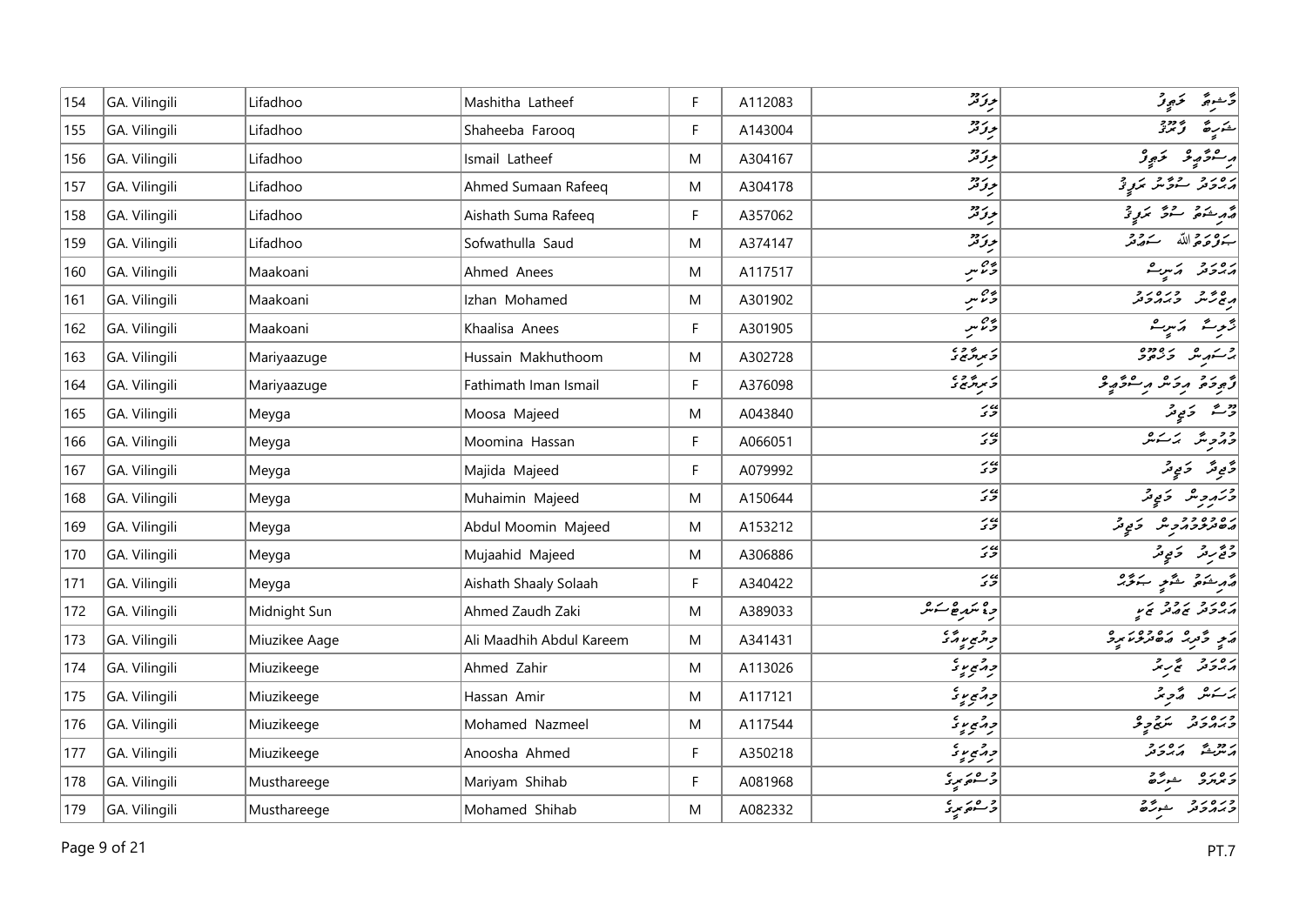| 154 | GA. Vilingili | Lifadhoo | Mashitha Latheef | F | A112083 | ލިފަދޫ | މާޝިތާ ލަތީފު |
|---|---|---|---|---|---|---|---|
| 155 | GA. Vilingili | Lifadhoo | Shaheeba Farooq | F | A143004 | ލިފަދޫ | ޝަހީބާ ފާރޫގު |
| 156 | GA. Vilingili | Lifadhoo | Ismail Latheef | M | A304167 | ލިފަދޫ | އިސްމާޢީލް ލަތީފު |
| 157 | GA. Vilingili | Lifadhoo | Ahmed Sumaan Rafeeq | M | A304178 | ލިފަދޫ | އަޙްމަދު ސުމާން ރަފީގު |
| 158 | GA. Vilingili | Lifadhoo | Aishath Suma Rafeeq | F | A357062 | ލިފަދޫ | އާއިޝަތު ސުމާ ރަފީގު |
| 159 | GA. Vilingili | Lifadhoo | Sofwathulla Saud | M | A374147 | ލިފަދޫ | ޞަފްވަތުﷲ ސަޢުދު |
| 160 | GA. Vilingili | Maakoani | Ahmed Anees | M | A117517 | މާކޯނި | އަޙްމަދު އަނީސް |
| 161 | GA. Vilingili | Maakoani | Izhan Mohamed | M | A301902 | މާކޯނި | އިޒްހާން މުޙައްމަދު |
| 162 | GA. Vilingili | Maakoani | Khaalisa Anees | F | A301905 | މާކޯނި | ޚާލިޞާ އަނީސް |
| 163 | GA. Vilingili | Mariyaazuge | Hussain Makhuthoom | M | A302728 | މަރިޔާޒުގެ | ޙުސައިން މަޚްތޫމް |
| 164 | GA. Vilingili | Mariyaazuge | Fathimath Iman Ismail | F | A376098 | މަރިޔާޒުގެ | ފާތިމަތު އިމާން އިސްމާޢީލް |
| 165 | GA. Vilingili | Meyga | Moosa Majeed | M | A043840 | މޭގަ | މޫސާ މަޖީދު |
| 166 | GA. Vilingili | Meyga | Moomina Hassan | F | A066051 | މޭގަ | މޫމިނާ ޙަސަން |
| 167 | GA. Vilingili | Meyga | Majida Majeed | F | A079992 | މޭގަ | މާޖިދާ މަޖީދު |
| 168 | GA. Vilingili | Meyga | Muhaimin Majeed | M | A150644 | މޭގަ | މުހައިމިން މަޖީދު |
| 169 | GA. Vilingili | Meyga | Abdul Moomin Majeed | M | A153212 | މޭގަ | އަބްދުލްމޫމިން މަޖީދު |
| 170 | GA. Vilingili | Meyga | Mujaahid Majeed | M | A306886 | މޭގަ | މުޖާހިދު މަޖީދު |
| 171 | GA. Vilingili | Meyga | Aishath Shaaly Solaah | F | A340422 | މޭގަ | އާއިޝަތު ޝާލީ ޞަލާޙް |
| 172 | GA. Vilingili | Midnight Sun | Ahmed Zaudh Zaki | M | A389033 | މިޑްނައިޓްސަން | އަޙްމަދު ޒައުދު ޒަކީ |
| 173 | GA. Vilingili | Miuzikee Aage | Ali Maadhih Abdul Kareem | M | A341431 | މިއުޒިކީއާގެ | އަލީ މާދިޙް އަބްދުލްކަރީމް |
| 174 | GA. Vilingili | Miuzikeege | Ahmed Zahir | M | A113026 | މިއުޒިކީގެ | އަޙްމަދު ޒާހިރު |
| 175 | GA. Vilingili | Miuzikeege | Hassan Amir | M | A117121 | މިއުޒިކީގެ | ޙަސަން އާމިރު |
| 176 | GA. Vilingili | Miuzikeege | Mohamed Nazmeel | M | A117544 | މިއުޒިކީގެ | މުޙައްމަދު ނަޒްމީލް |
| 177 | GA. Vilingili | Miuzikeege | Anoosha Ahmed | F | A350218 | މިއުޒިކީގެ | އަނޫޝާ އަޙްމަދު |
| 178 | GA. Vilingili | Musthareege | Mariyam Shihab | F | A081968 | މުސްތަރީގެ | މަރިޔަމް ޝިހާބު |
| 179 | GA. Vilingili | Musthareege | Mohamed Shihab | M | A082332 | މުސްތަރީގެ | މުޙައްމަދު ޝިހާބު |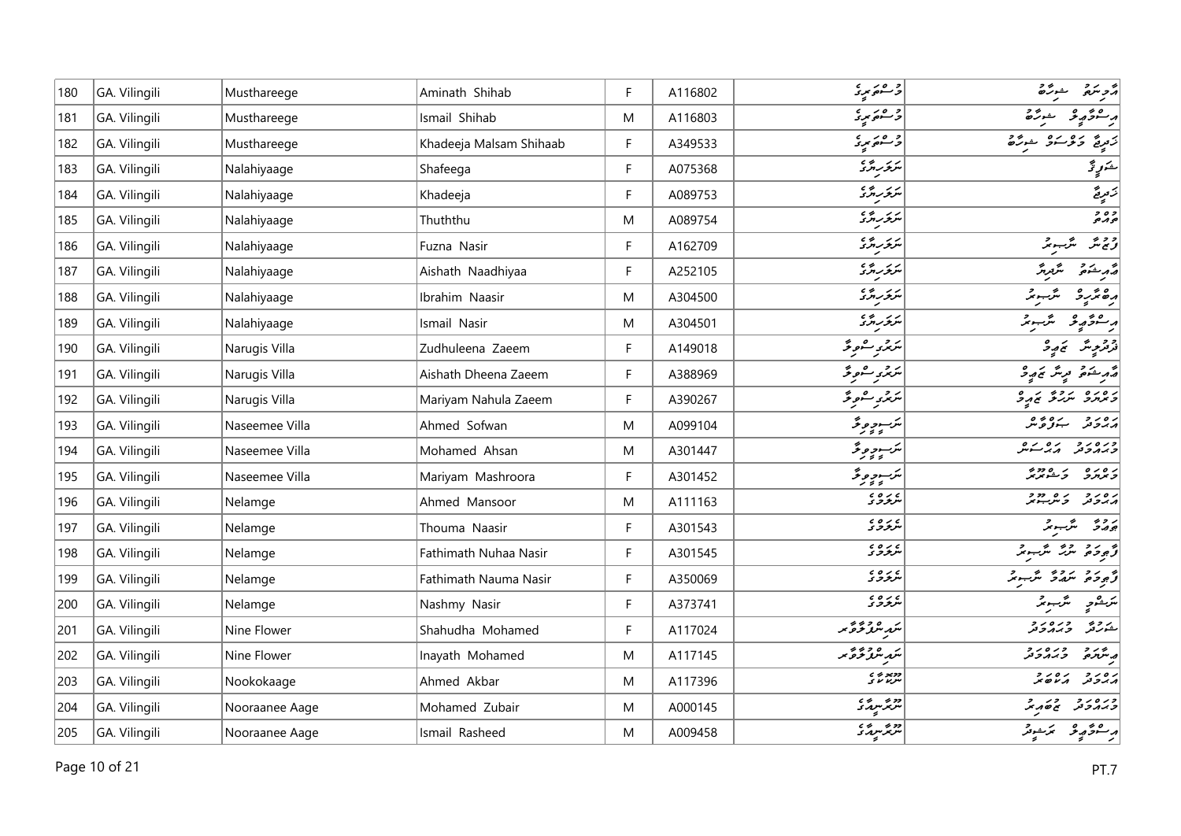| 180 | GA. Vilingili | Musthareege | Aminath Shihab | F | A116802 | ދުސްތަރީގެ | އާމިނަތު ޝިހާބު |
|---|---|---|---|---|---|---|---|
| 181 | GA. Vilingili | Musthareege | Ismail Shihab | M | A116803 | ދުސްތަރީގެ | އިސްމާޢީލް ޝިހާބު |
| 182 | GA. Vilingili | Musthareege | Khadeeja Malsam Shihaab | F | A349533 | ދުސްތަރީގެ | ޚަދީޖާ މަލްސަމް ޝިހާބު |
| 183 | GA. Vilingili | Nalahiyaage | Shafeega | F | A075368 | ނަލަހިޔާގެ | ޝަފީގާ |
| 184 | GA. Vilingili | Nalahiyaage | Khadeeja | F | A089753 | ނަލަހިޔާގެ | ޚަދީޖާ |
| 185 | GA. Vilingili | Nalahiyaage | Thuththu | M | A089754 | ނަލަހިޔާގެ | ތުއްތު |
| 186 | GA. Vilingili | Nalahiyaage | Fuzna Nasir | F | A162709 | ނަލަހިޔާގެ | ފުޒްނާ ނާސިރު |
| 187 | GA. Vilingili | Nalahiyaage | Aishath Naadhiyaa | F | A252105 | ނަލަހިޔާގެ | އާއިޝަތު ނާދިޔާ |
| 188 | GA. Vilingili | Nalahiyaage | Ibrahim Naasir | M | A304500 | ނަލަހިޔާގެ | އިބްރާހީމް ނާސިރު |
| 189 | GA. Vilingili | Nalahiyaage | Ismail Nasir | M | A304501 | ނަލަހިޔާގެ | އިސްމާޢީލް ނާސިރު |
| 190 | GA. Vilingili | Narugis Villa | Zudhuleena Zaeem | F | A149018 | ނަރުގިސްވިލާ | ޒުދުލީނާ ޒަޢީމް |
| 191 | GA. Vilingili | Narugis Villa | Aishath Dheena Zaeem | F | A388969 | ނަރުގިސްވިލާ | އާއިޝަތު ދީނާ ޒަޢީމް |
| 192 | GA. Vilingili | Narugis Villa | Mariyam Nahula Zaeem | F | A390267 | ނަރުގިސްވިލާ | މަރިޔަމް ނަހުލާ ޒަޢީމް |
| 193 | GA. Vilingili | Naseemee Villa | Ahmed Sofwan | M | A099104 | ނަސީމީވިލާ | އަހުމަދު ސަފްވާން |
| 194 | GA. Vilingili | Naseemee Villa | Mohamed Ahsan | M | A301447 | ނަސީމީވިލާ | މުހައްމަދު އަހުސަން |
| 195 | GA. Vilingili | Naseemee Villa | Mariyam Mashroora | F | A301452 | ނަސީމީވިލާ | މަރިޔަމް މަޝްރޫރާ |
| 196 | GA. Vilingili | Nelamge | Ahmed Mansoor | M | A111163 | ނެލަމްގެ | އަހުމަދު މަންސޫރު |
| 197 | GA. Vilingili | Nelamge | Thouma Naasir | F | A301543 | ނެލަމްގެ | ތައުމާ ނާސިރު |
| 198 | GA. Vilingili | Nelamge | Fathimath Nuhaa Nasir | F | A301545 | ނެލަމްގެ | ފާތިމަތު ނުހާ ނާސިރު |
| 199 | GA. Vilingili | Nelamge | Fathimath Nauma Nasir | F | A350069 | ނެލަމްގެ | ފާތިމަތު ނައުމާ ނާސިރު |
| 200 | GA. Vilingili | Nelamge | Nashmy Nasir | F | A373741 | ނެލަމްގެ | ނަޝްމީ ނާސިރު |
| 201 | GA. Vilingili | Nine Flower | Shahudha Mohamed | F | A117024 | ނައިންފްލަވަރ | ޝަހުދާ މުހައްމަދު |
| 202 | GA. Vilingili | Nine Flower | Inayath Mohamed | M | A117145 | ނައިންފްލަވަރ | އިނާޔަތު މުހައްމަދު |
| 203 | GA. Vilingili | Nookokaage | Ahmed Akbar | M | A117396 | ނޫކޮކާގެ | އަހުމަދު އަކްބަރު |
| 204 | GA. Vilingili | Nooraanee Aage | Mohamed Zubair | M | A000145 | ނޫރާނީއާގެ | މުހައްމަދު ޒުބައިރު |
| 205 | GA. Vilingili | Nooraanee Aage | Ismail Rasheed | M | A009458 | ނޫރާނީއާގެ | އިސްމާޢީލް ރަޝީދު |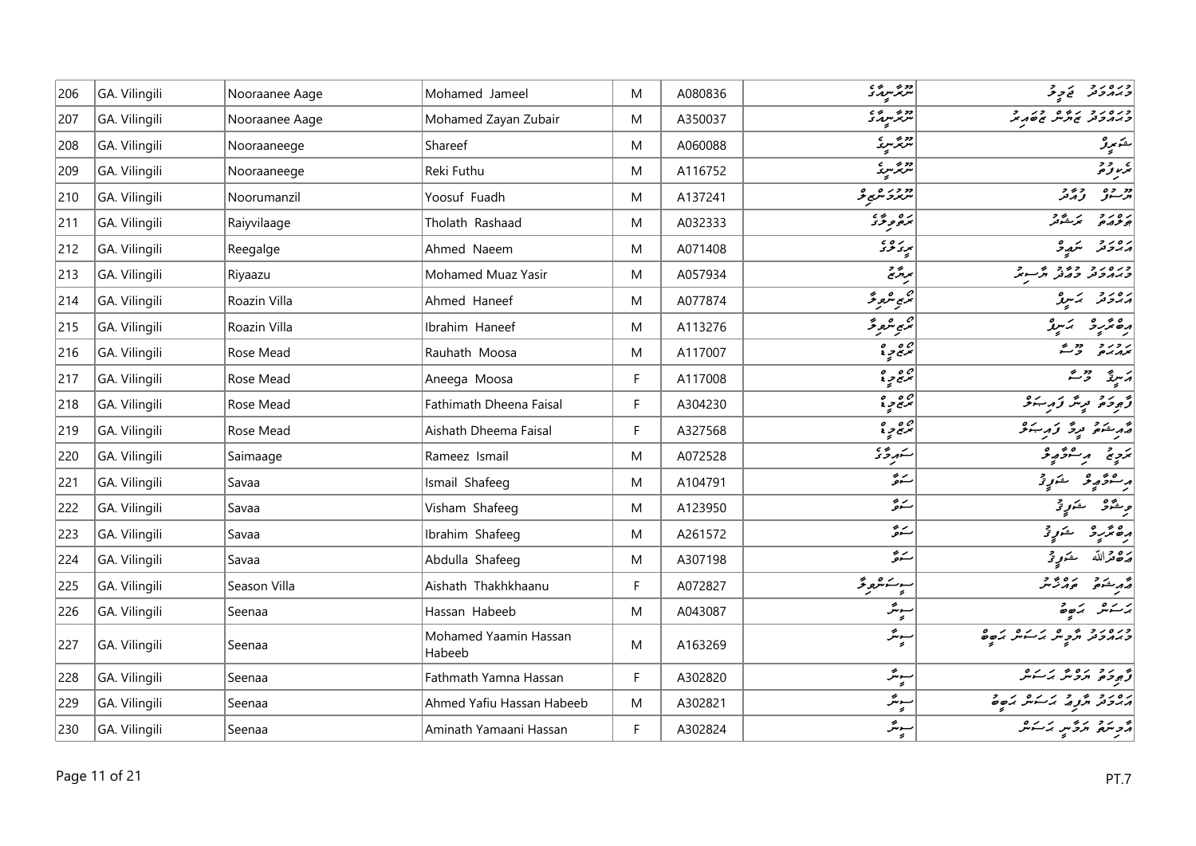| 206 | GA. Vilingili | Nooraanee Aage | Mohamed Jameel | M | A080836 | ނޫރާނީއާގެ | މުހައްމަދު ޖަމީލް |
|---|---|---|---|---|---|---|---|
| 207 | GA. Vilingili | Nooraanee Aage | Mohamed Zayan Zubair | M | A350037 | ނޫރާނީއާގެ | މުހައްމަދު ޒަޔާން ޒުބައިރު |
| 208 | GA. Vilingili | Nooraaneege | Shareef | M | A060088 | ނޫރާނީގެ | ޝަރީފު |
| 209 | GA. Vilingili | Nooraaneege | Reki Futhu | M | A116752 | ނޫރާނީގެ | ރެކިފުތު |
| 210 | GA. Vilingili | Noorumanzil | Yoosuf Fuadh | M | A137241 | ނޫރުމަންޒިލް | ޔޫސުފް ފުއާދު |
| 211 | GA. Vilingili | Raiyvilaage | Tholath Rashaad | M | A032333 | ރައްވިލާގެ | ތޮލަތު ރަޝާދު |
| 212 | GA. Vilingili | Reegalge | Ahmed Naeem | M | A071408 | ރީގަލްގެ | އަހުމަދު ނައީމް |
| 213 | GA. Vilingili | Riyaazu | Mohamed Muaz Yasir | M | A057934 | ރިޔާޒު | މުހައްމަދު މުޢާޒު ޔާސިރު |
| 214 | GA. Vilingili | Roazin Villa | Ahmed Haneef | M | A077874 | ރޯޒިންވިލާ | އަހުމަދު ހަނީފް |
| 215 | GA. Vilingili | Roazin Villa | Ibrahim Haneef | M | A113276 | ރޯޒިންވިލާ | އިބްރާހީމް ހަނީފް |
| 216 | GA. Vilingili | Rose Mead | Rauhath Moosa | M | A117007 | ރޯޒްމީޑް | ރައުހަތު މޫސާ |
| 217 | GA. Vilingili | Rose Mead | Aneega Moosa | F | A117008 | ރޯޒްމީޑް | އަނީގާ މޫސާ |
| 218 | GA. Vilingili | Rose Mead | Fathimath Dheena Faisal | F | A304230 | ރޯޒްމީޑް | ފާތިމަތު ދީނާ ފައިސަލް |
| 219 | GA. Vilingili | Rose Mead | Aishath Dheema Faisal | F | A327568 | ރޯޒްމީޑް | އާއިޝަތު ދީމާ ފައިސަލް |
| 220 | GA. Vilingili | Saimaage | Rameez Ismail | M | A072528 | ސައިމާގެ | ރަމީޒް އިސްމާޢީލް |
| 221 | GA. Vilingili | Savaa | Ismail Shafeeg | M | A104791 | ސަވާ | އިސްމާޢީލް ޝަފީގު |
| 222 | GA. Vilingili | Savaa | Visham Shafeeg | M | A123950 | ސަވާ | ވިޝާމް ޝަފީގު |
| 223 | GA. Vilingili | Savaa | Ibrahim Shafeeg | M | A261572 | ސަވާ | އިބްރާހީމް ޝަފީގު |
| 224 | GA. Vilingili | Savaa | Abdulla Shafeeg | M | A307198 | ސަވާ | އަބްދުﷲ ޝަފީގު |
| 225 | GA. Vilingili | Season Villa | Aishath Thakhkhaanu | F | A072827 | ސީސަންވިލާ | އާއިޝަތު ތައްޚާނު |
| 226 | GA. Vilingili | Seenaa | Hassan Habeeb | M | A043087 | ސީނާ | ހަސަން ހަބީބު |
| 227 | GA. Vilingili | Seenaa | Mohamed Yaamin Hassan Habeeb | M | A163269 | ސީނާ | މުހައްމަދު ޔާމިން ހަސަން ހަބީބު |
| 228 | GA. Vilingili | Seenaa | Fathmath Yamna Hassan | F | A302820 | ސީނާ | ފާތިމަތު ޔަމްނާ ހަސަން |
| 229 | GA. Vilingili | Seenaa | Ahmed Yafiu Hassan Habeeb | M | A302821 | ސީނާ | އަހުމަދު ޔާފިއު ހަސަން ހަބީބު |
| 230 | GA. Vilingili | Seenaa | Aminath Yamaani Hassan | F | A302824 | ސީނާ | އާމިނަތު ޔަމާނީ ހަސަން |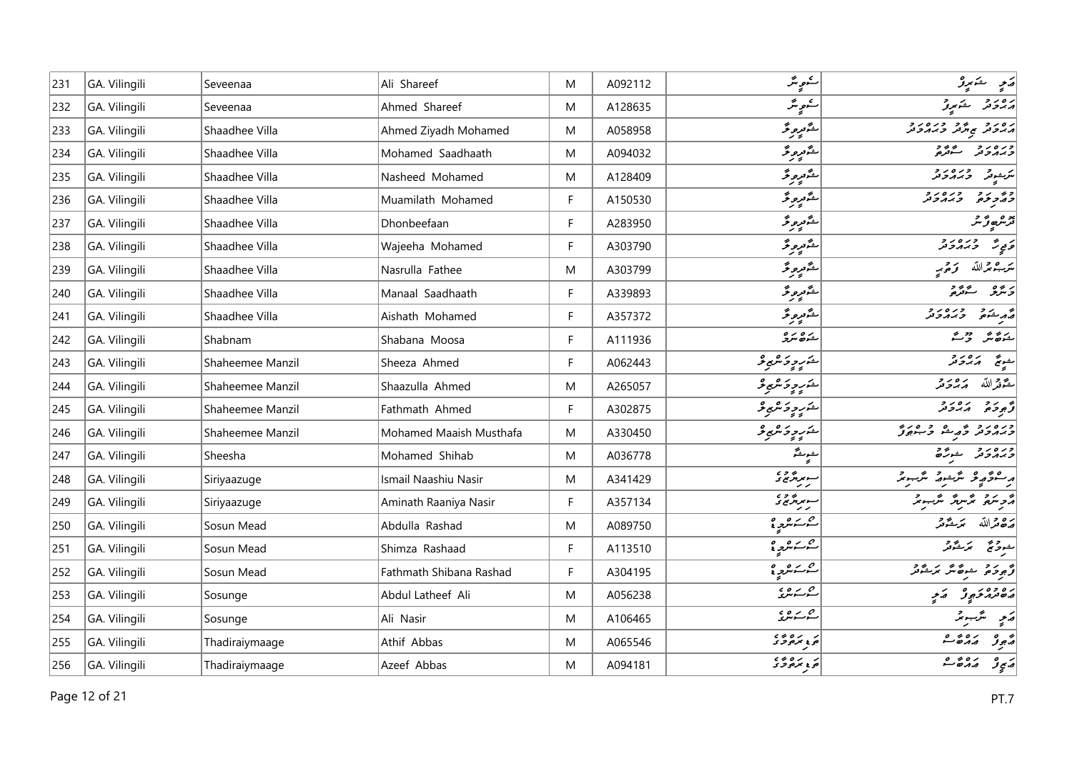| 231 | GA. Vilingili | Seveenaa | Ali Shareef | M | A092112 | ސެވީނާ | އަލި ޝަރީފު |
|---|---|---|---|---|---|---|---|
| 232 | GA. Vilingili | Seveenaa | Ahmed Shareef | M | A128635 | ސެވީނާ | އަޙްމަދު ޝަރީފު |
| 233 | GA. Vilingili | Shaadhee Villa | Ahmed Ziyadh Mohamed | M | A058958 | ޝާދީވިލާ | އަޙްމަދު ޒިޔާދު މުޙައްމަދު |
| 234 | GA. Vilingili | Shaadhee Villa | Mohamed Saadhaath | M | A094032 | ޝާދީވިލާ | މުޙައްމަދު ސަޢާދަތު |
| 235 | GA. Vilingili | Shaadhee Villa | Nasheed Mohamed | M | A128409 | ޝާދީވިލާ | ނަޝީދު މުޙައްމަދު |
| 236 | GA. Vilingili | Shaadhee Villa | Muamilath Mohamed | F | A150530 | ޝާދީވިލާ | މުޢާމިލަތު މުޙައްމަދު |
| 237 | GA. Vilingili | Shaadhee Villa | Dhonbeefaan | F | A283950 | ޝާދީވިލާ | ދޮންބީފާން |
| 238 | GA. Vilingili | Shaadhee Villa | Wajeeha Mohamed | F | A303790 | ޝާދީވިލާ | ވަޖީހާ މުޙައްމަދު |
| 239 | GA. Vilingili | Shaadhee Villa | Nasrulla Fathee | M | A303799 | ޝާދީވިލާ | ނަޞްރުﷲ ފަތީ |
| 240 | GA. Vilingili | Shaadhee Villa | Manaal Saadhaath | F | A339893 | ޝާދީވިލާ | މަނާލް ސަޢާދަތު |
| 241 | GA. Vilingili | Shaadhee Villa | Aishath Mohamed | F | A357372 | ޝާދީވިލާ | އައިޝަތު މުޙައްމަދު |
| 242 | GA. Vilingili | Shabnam | Shabana Moosa | F | A111936 | ޝަބްނަމް | ޝަބާނާ މޫސާ |
| 243 | GA. Vilingili | Shaheemee Manzil | Sheeza Ahmed | F | A062443 | ޝަހީމީމަންޒިލް | ޝީޒާ އަޙްމަދު |
| 244 | GA. Vilingili | Shaheemee Manzil | Shaazulla Ahmed | M | A265057 | ޝަހީމީމަންޒިލް | ޝާޒުﷲ އަޙްމަދު |
| 245 | GA. Vilingili | Shaheemee Manzil | Fathmath Ahmed | F | A302875 | ޝަހީމީމަންޒިލް | ފާތިމަތު އަޙްމަދު |
| 246 | GA. Vilingili | Shaheemee Manzil | Mohamed Maaish Musthafa | M | A330450 | ޝަހީމީމަންޒިލް | މުޙައްމަދު މާއިޝް މުސްތަފާ |
| 247 | GA. Vilingili | Sheesha | Mohamed Shihab | M | A036778 | ޝީޝާ | މުޙައްމަދު ޝިހާބު |
| 248 | GA. Vilingili | Siriyaazuge | Ismail Naashiu Nasir | M | A341429 | ސިރިޔާޒުގެ | އިސްމާޢީލް ނާޝިޢު ނާޞިރު |
| 249 | GA. Vilingili | Siriyaazuge | Aminath Raaniya Nasir | F | A357134 | ސިރިޔާޒުގެ | އާމިނަތު ރާނިޔާ ނާޞިރު |
| 250 | GA. Vilingili | Sosun Mead | Abdulla Rashad | M | A089750 | ސޮސަންމީޑް | އަބްދުﷲ ރަޝާދު |
| 251 | GA. Vilingili | Sosun Mead | Shimza Rashaad | F | A113510 | ސޮސަންމީޑް | ޝިމްޒާ ރަޝާދު |
| 252 | GA. Vilingili | Sosun Mead | Fathmath Shibana Rashad | F | A304195 | ސޮސަންމީޑް | ފާތިމަތު ޝިބާނާ ރަޝާދު |
| 253 | GA. Vilingili | Sosunge | Abdul Latheef Ali | M | A056238 | ސޮސަންގެ | އަބްދުއްލަޠީފް އަލި |
| 254 | GA. Vilingili | Sosunge | Ali Nasir | M | A106465 | ސޮސަންގެ | އަލި ނާޞިރު |
| 255 | GA. Vilingili | Thadiraiymaage | Athif Abbas | M | A065546 | ތަދިރައްމާގެ | އާތިފު އައްބާސް |
| 256 | GA. Vilingili | Thadiraiymaage | Azeef Abbas | M | A094181 | ތަދިރައްމާގެ | އަޒީފު އައްބާސް |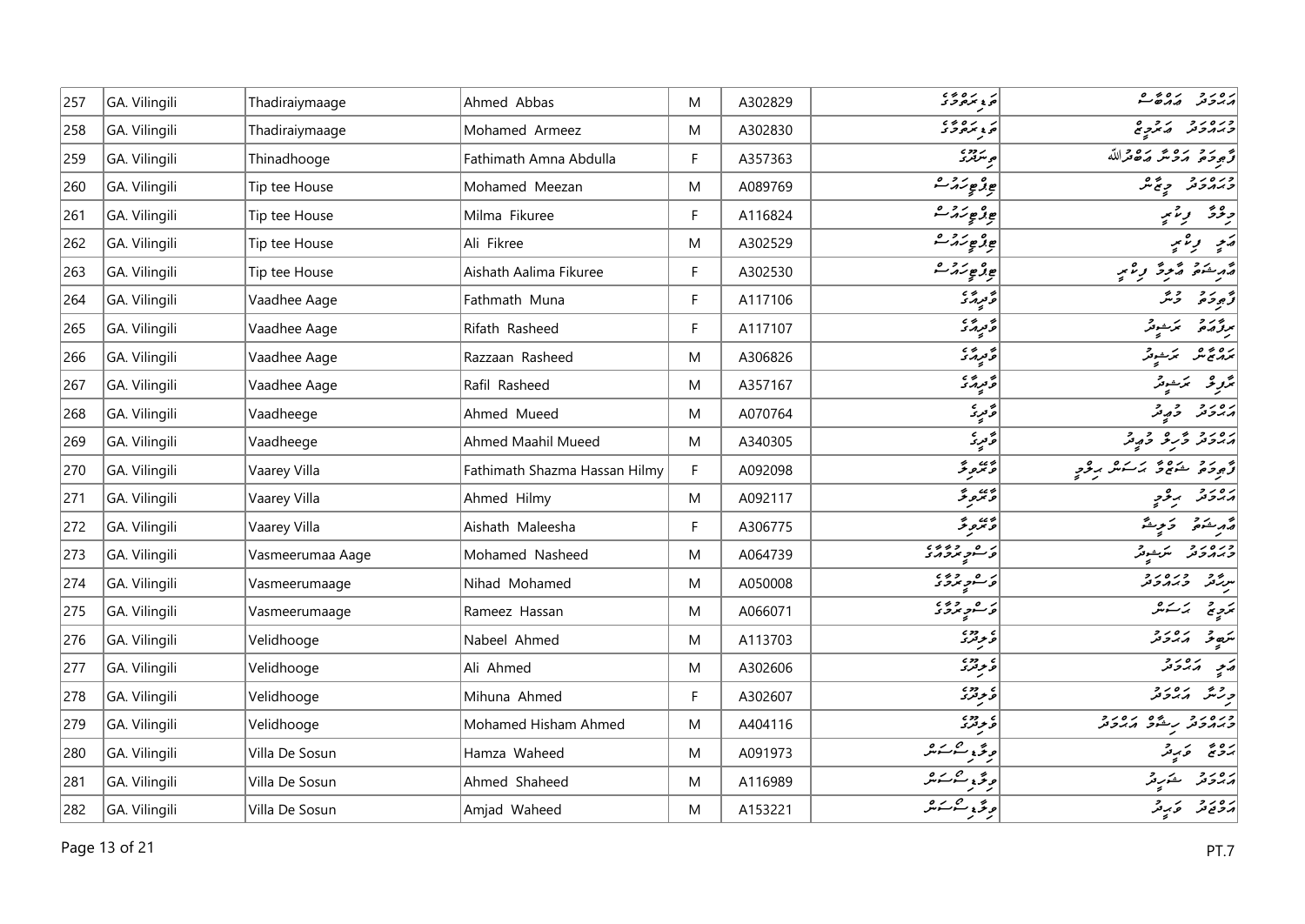| 257 | GA. Vilingili | Thadiraiymaage | Ahmed Abbas | M | A302829 | ތަދިރައިމާގެ | އަހުމަދު އައްބާސް |
|---|---|---|---|---|---|---|---|
| 258 | GA. Vilingili | Thadiraiymaage | Mohamed Armeez | M | A302830 | ތަދިރައިމާގެ | މުހައްމަދު އަރުމީޒް |
| 259 | GA. Vilingili | Thinadhooge | Fathimath Amna Abdulla | F | A357363 | ތިނަދޫގެ | ފާތިމަތު އަމްނާ އަބްދުﷲ |
| 260 | GA. Vilingili | Tip tee House | Mohamed Meezan | M | A089769 | ޓިޕްޓީހައުސް | މުހައްމަދު މީޒާން |
| 261 | GA. Vilingili | Tip tee House | Milma Fikuree | F | A116824 | ޓިޕްޓީހައުސް | މިލްމާ ފިކުރީ |
| 262 | GA. Vilingili | Tip tee House | Ali Fikree | M | A302529 | ޓިޕްޓީހައުސް | އަލީ ފިކުރީ |
| 263 | GA. Vilingili | Tip tee House | Aishath Aalima Fikuree | F | A302530 | ޓިޕްޓީހައުސް | އައިޝަތު އާލިމާ ފިކުރީ |
| 264 | GA. Vilingili | Vaadhee Aage | Fathmath Muna | F | A117106 | ވާދީއާގެ | ފާތިމަތު މުނާ |
| 265 | GA. Vilingili | Vaadhee Aage | Rifath Rasheed | F | A117107 | ވާދީއާގެ | ރިފާއަތު ރަޝީދު |
| 266 | GA. Vilingili | Vaadhee Aage | Razzaan Rasheed | M | A306826 | ވާދީއާގެ | ރައްޒާން ރަޝީދު |
| 267 | GA. Vilingili | Vaadhee Aage | Rafil Rasheed | M | A357167 | ވާދީއާގެ | ރާފިލް ރަޝީދު |
| 268 | GA. Vilingili | Vaadheege | Ahmed Mueed | M | A070764 | ވާދީގެ | އަހުމަދު މުއީދު |
| 269 | GA. Vilingili | Vaadheege | Ahmed Maahil Mueed | M | A340305 | ވާދީގެ | އަހުމަދު މާހިލް މުއީދު |
| 270 | GA. Vilingili | Vaarey Villa | Fathimath Shazma Hassan Hilmy | F | A092098 | ވާރޭވިލާ | ފާތިމަތު ޝަޒްމާ ހަސަން ހިލްމީ |
| 271 | GA. Vilingili | Vaarey Villa | Ahmed Hilmy | M | A092117 | ވާރޭވިލާ | އަހުމަދު ހިލްމީ |
| 272 | GA. Vilingili | Vaarey Villa | Aishath Maleesha | F | A306775 | ވާރޭވިލާ | އައިޝަތު މަލީޝާ |
| 273 | GA. Vilingili | Vasmeerumaa Aage | Mohamed Nasheed | M | A064739 | ވަސްމީރުމާއާގެ | މުހައްމަދު ނަޝީދު |
| 274 | GA. Vilingili | Vasmeerumaage | Nihad Mohamed | M | A050008 | ވަސްމީރުމާގެ | ނިހާދު މުހައްމަދު |
| 275 | GA. Vilingili | Vasmeerumaage | Rameez Hassan | M | A066071 | ވަސްމީރުމާގެ | ރަމީޒު ހަސަން |
| 276 | GA. Vilingili | Velidhooge | Nabeel Ahmed | M | A113703 | ވެލިދޫގެ | ނަބީލް އަހުމަދު |
| 277 | GA. Vilingili | Velidhooge | Ali Ahmed | M | A302606 | ވެލިދޫގެ | އަލީ އަހުމަދު |
| 278 | GA. Vilingili | Velidhooge | Mihuna Ahmed | F | A302607 | ވެލިދޫގެ | މިހުނާ އަހުމަދު |
| 279 | GA. Vilingili | Velidhooge | Mohamed Hisham Ahmed | M | A404116 | ވެލިދޫގެ | މުހައްމަދު ހިޝާމް އަހުމަދު |
| 280 | GA. Vilingili | Villa De Sosun | Hamza Waheed | M | A091973 | ވިލާޑެސޯސަން | ހަމްޒާ ވަހީދު |
| 281 | GA. Vilingili | Villa De Sosun | Ahmed Shaheed | M | A116989 | ވިލާޑެސޯސަން | އަހުމަދު ޝަހީދު |
| 282 | GA. Vilingili | Villa De Sosun | Amjad Waheed | M | A153221 | ވިލާޑެސޯސަން | އަމްޖަދު ވަހީދު |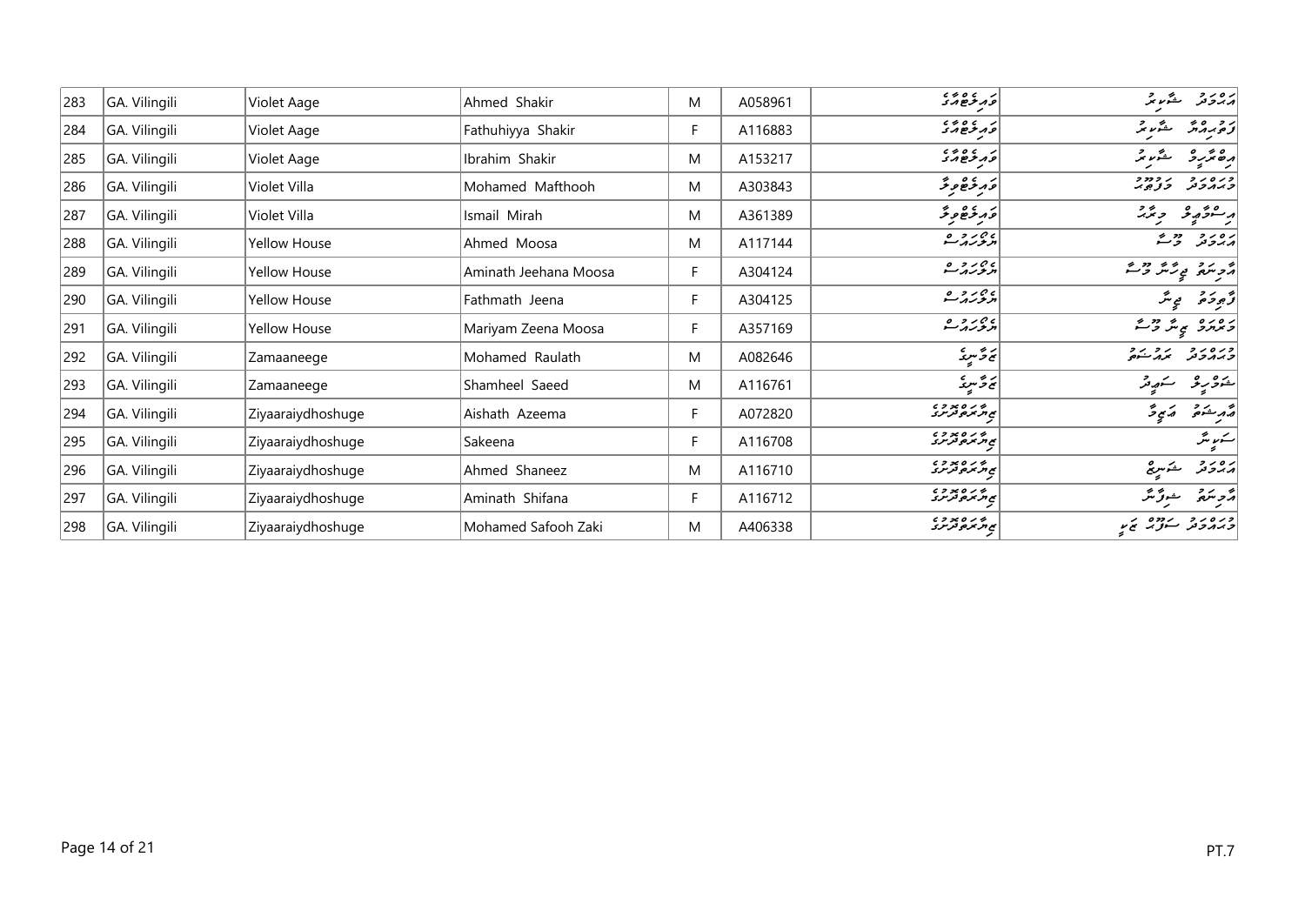| 283 | GA. Vilingili | Violet Aage | Ahmed Shakir | M | A058961 | ވައިލެޓްއާގެ | އަހްމަދު ޝާކިރު |
|---|---|---|---|---|---|---|---|
| 284 | GA. Vilingili | Violet Aage | Fathuhiyya Shakir | F | A116883 | ވައިލެޓްއާގެ | ފަތުހިއްޔާ ޝާކިރު |
| 285 | GA. Vilingili | Violet Aage | Ibrahim Shakir | M | A153217 | ވައިލެޓްއާގެ | އިބްރާހީމް ޝާކިރު |
| 286 | GA. Vilingili | Violet Villa | Mohamed Mafthooh | M | A303843 | ވައިލެޓްވިލާ | މުހައްމަދު މަފްތޫހު |
| 287 | GA. Vilingili | Violet Villa | Ismail Mirah | M | A361389 | ވައިލެޓްވިލާ | އިސްމާއީލް މިރާހު |
| 288 | GA. Vilingili | Yellow House | Ahmed Moosa | M | A117144 | ޔެލޯހައުސް | އަހްމަދު މޫސާ |
| 289 | GA. Vilingili | Yellow House | Aminath Jeehana Moosa | F | A304124 | ޔެލޯހައުސް | އާމިނަތު ޖީހާނާ މޫސާ |
| 290 | GA. Vilingili | Yellow House | Fathmath Jeena | F | A304125 | ޔެލޯހައުސް | ފާތިމަތު ޖީނާ |
| 291 | GA. Vilingili | Yellow House | Mariyam Zeena Moosa | F | A357169 | ޔެލޯހައުސް | މަރިޔަމް ޒީނާ މޫސާ |
| 292 | GA. Vilingili | Zamaaneege | Mohamed Raulath | M | A082646 | ޒަމާނީގެ | މުހައްމަދު ރައުލަތު |
| 293 | GA. Vilingili | Zamaaneege | Shamheel Saeed | M | A116761 | ޒަމާނީގެ | ޝަމްހީލް ސައީދު |
| 294 | GA. Vilingili | Ziyaaraiydhoshuge | Aishath Azeema | F | A072820 | ޒިޔާރައިދޮށުގެ | އައިޝަތު އަޒީމާ |
| 295 | GA. Vilingili | Ziyaaraiydhoshuge | Sakeena | F | A116708 | ޒިޔާރައިދޮށުގެ | ސަކީނާ |
| 296 | GA. Vilingili | Ziyaaraiydhoshuge | Ahmed Shaneez | M | A116710 | ޒިޔާރައިދޮށުގެ | އަހްމަދު ޝަނީޒު |
| 297 | GA. Vilingili | Ziyaaraiydhoshuge | Aminath Shifana | F | A116712 | ޒިޔާރައިދޮށުގެ | އާމިނަތު ޝިފާނާ |
| 298 | GA. Vilingili | Ziyaaraiydhoshuge | Mohamed Safooh Zaki | M | A406338 | ޒިޔާރައިދޮށުގެ | މުހައްމަދު ސަފޫހު ޒަކީ |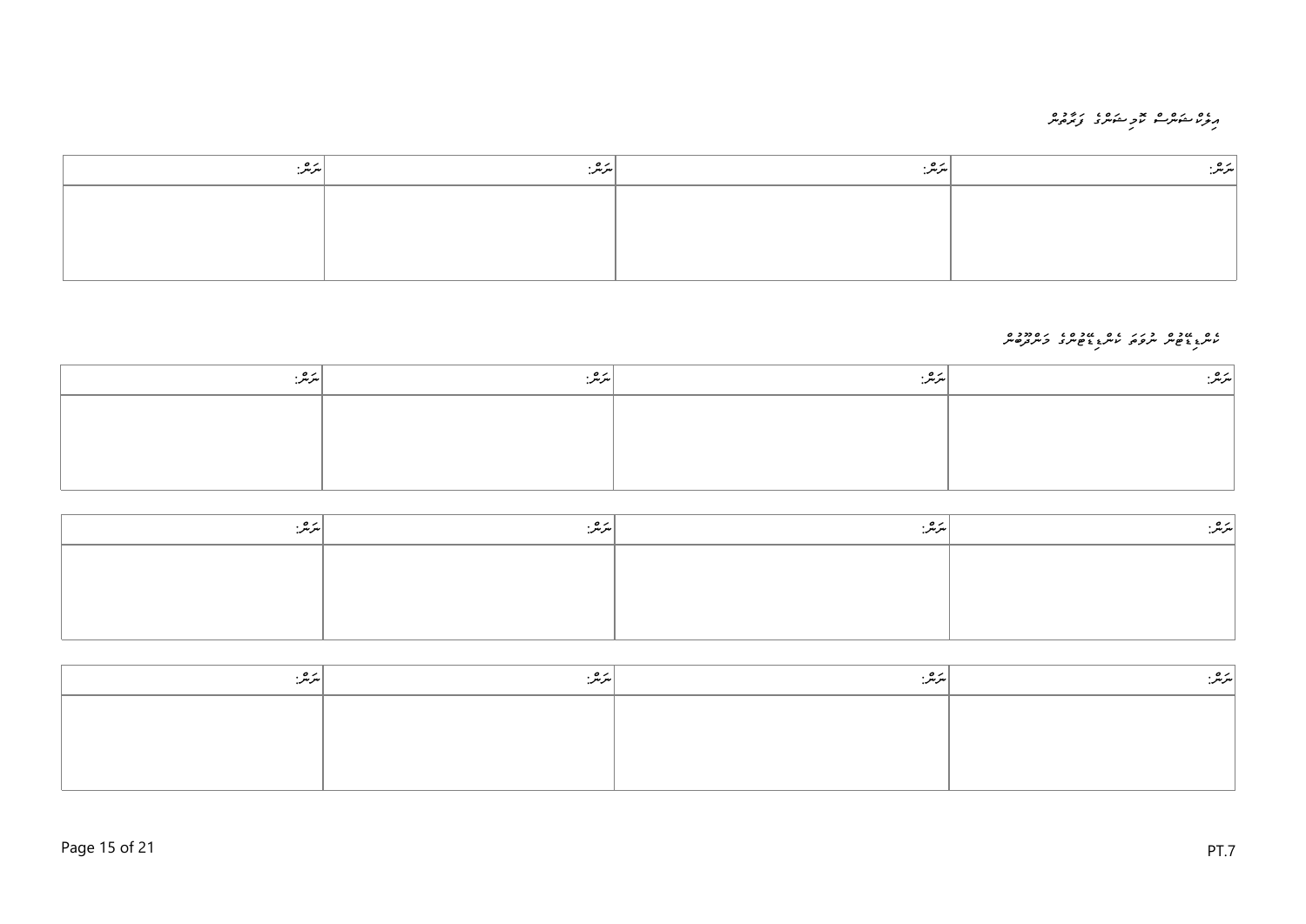# ދިވެހި ބަހުން ކާޑު ސާދާ ވީބިލަކުރެ

| ނަންބު: | ނަންބު: | ނަންބު: | ނަންބު: |
|---|---|---|---|
| | | | |

## ކުރިއަށް ބޭނުންވާ ނަމުތަކާއި ކެރެކްޓަރ ކަމަކަރޫތަކުން

| ނަންބު: | ނަންބު: | ނަންބު: | ނަންބު: |
|---|---|---|---|
| | | | |

| ނަންބު: | ނަންބު: | ނަންބު: | ނަންބު: |
|---|---|---|---|
| | | | |

| ނަންބު: | ނަންބު: | ނަންބު: | ނަންބު: |
|---|---|---|---|
| | | | |

PT.7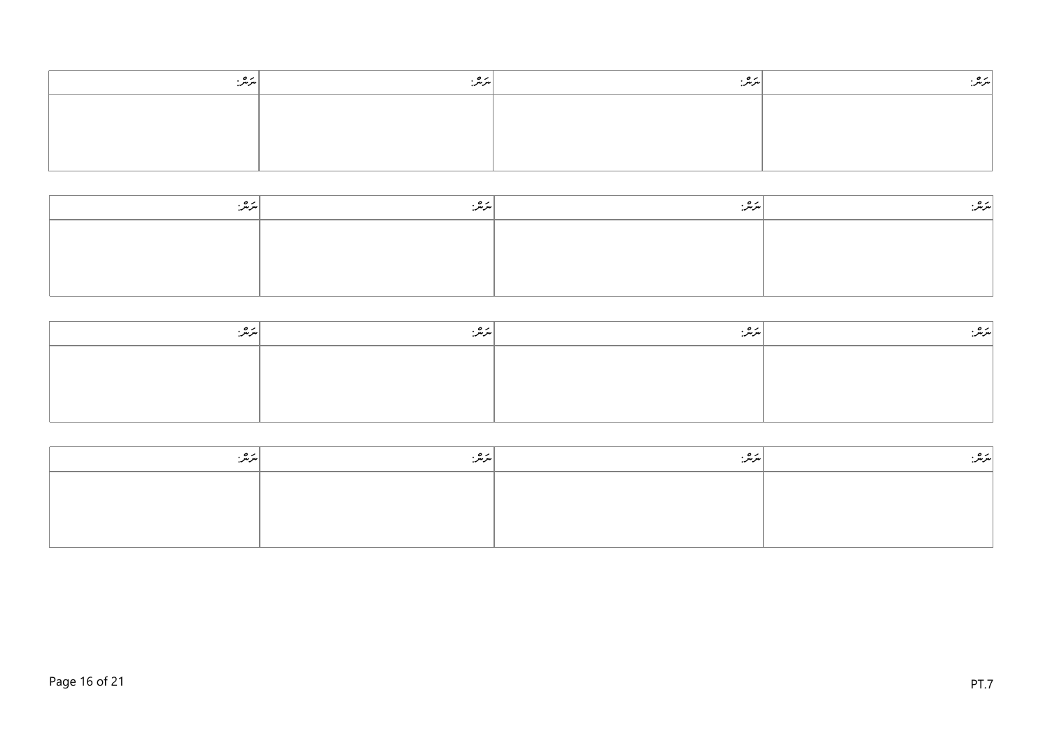| ނަރުދ: | ނަރުދ: | ނަރުދ: | ނަރުދ: |
|---|---|---|---|
| | | | |

| ނަރުދ: | ނަރުދ: | ނަރުދ: | ނަރުދ: |
|---|---|---|---|
| | | | |

| ނަރުދ: | ނަރުދ: | ނަރުދ: | ނަރުދ: |
|---|---|---|---|
| | | | |

| ނަރުދ: | ނަރުދ: | ނަރުދ: | ނަރުދ: |
|---|---|---|---|
| | | | |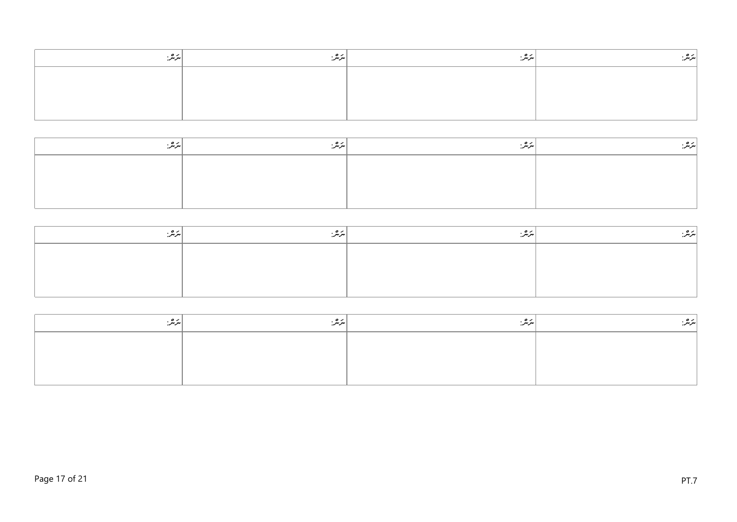| ނަންބަރ: | ނަންބަރ: | ނަންބަރ: | ނަންބަރ: |
|---|---|---|---|
| | | | |

| ނަންބަރ: | ނަންބަރ: | ނަންބަރ: | ނަންބަރ: |
|---|---|---|---|
| | | | |

| ނަންބަރ: | ނަންބަރ: | ނަންބަރ: | ނަންބަރ: |
|---|---|---|---|
| | | | |

| ނަންބަރ: | ނަންބަރ: | ނަންބަރ: | ނަންބަރ: |
|---|---|---|---|
| | | | |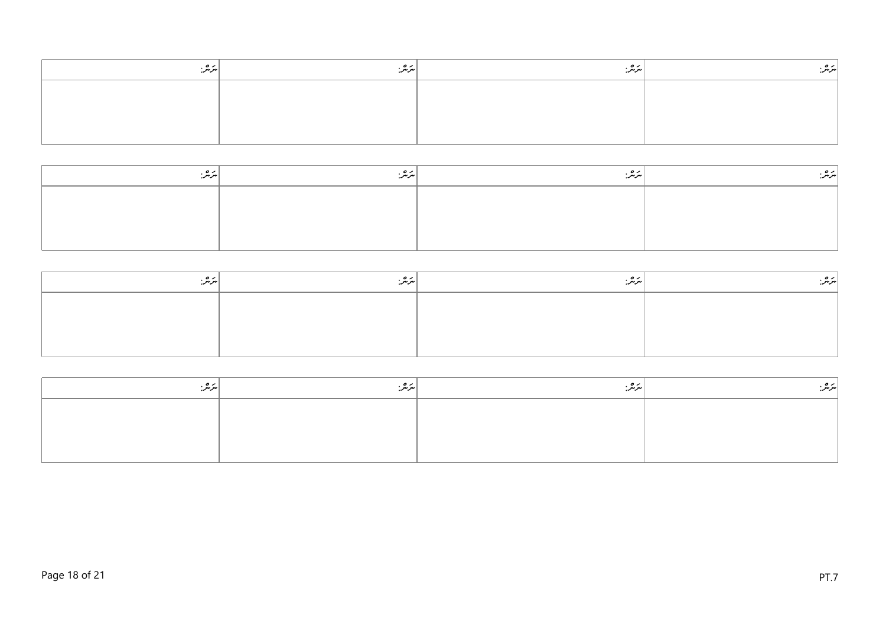| ނަންބަރު: | ނަންބަރު: | ނަންބަރު: | ނަންބަރު: |
|---|---|---|---|
| | | | |

| ނަންބަރު: | ނަންބަރު: | ނަންބަރު: | ނަންބަރު: |
|---|---|---|---|
| | | | |

| ނަންބަރު: | ނަންބަރު: | ނަންބަރު: | ނަންބަރު: |
|---|---|---|---|
| | | | |

| ނަންބަރު: | ނަންބަރު: | ނަންބަރު: | ނަންބަރު: |
|---|---|---|---|
| | | | |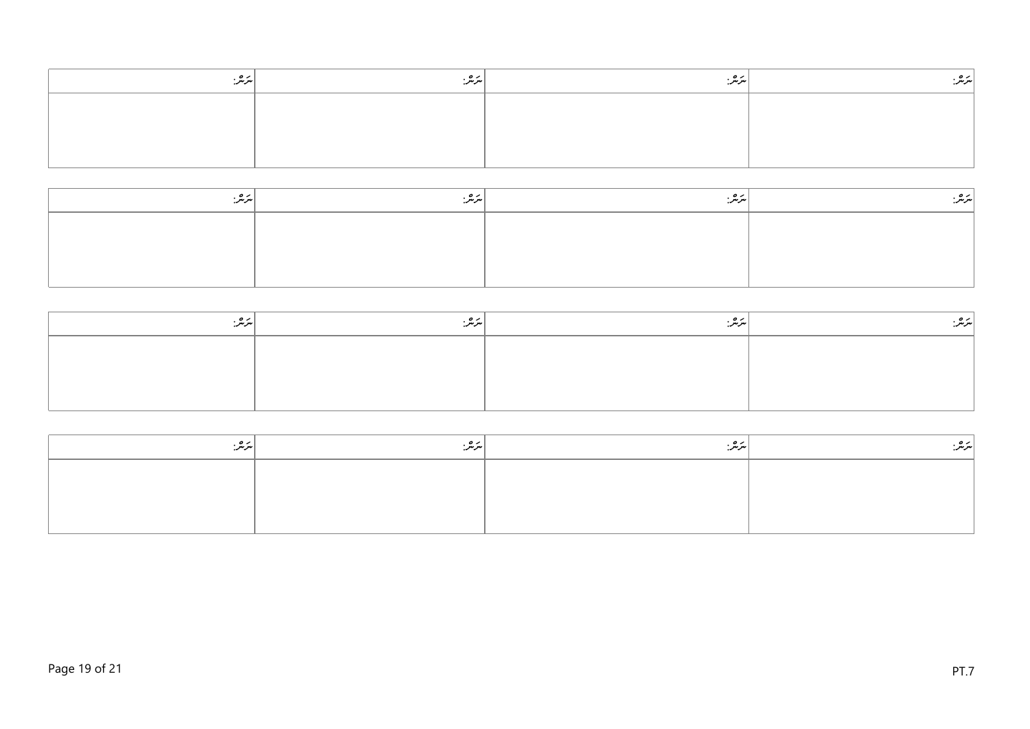| ސަރަޙ: | ސަރަޙ: | ސަރަޙ: | ސަރަޙ: |
| --- | --- | --- | --- |
| | | | |

| ސަރަޙ: | ސަރަޙ: | ސަރަޙ: | ސަރަޙ: |
| --- | --- | --- | --- |
| | | | |

| ސަރަޙ: | ސަރަޙ: | ސަރަޙ: | ސަރަޙ: |
| --- | --- | --- | --- |
| | | | |

| ސަރަޙ: | ސަރަޙ: | ސަރަޙ: | ސަރަޙ: |
| --- | --- | --- | --- |
| | | | |

PT.7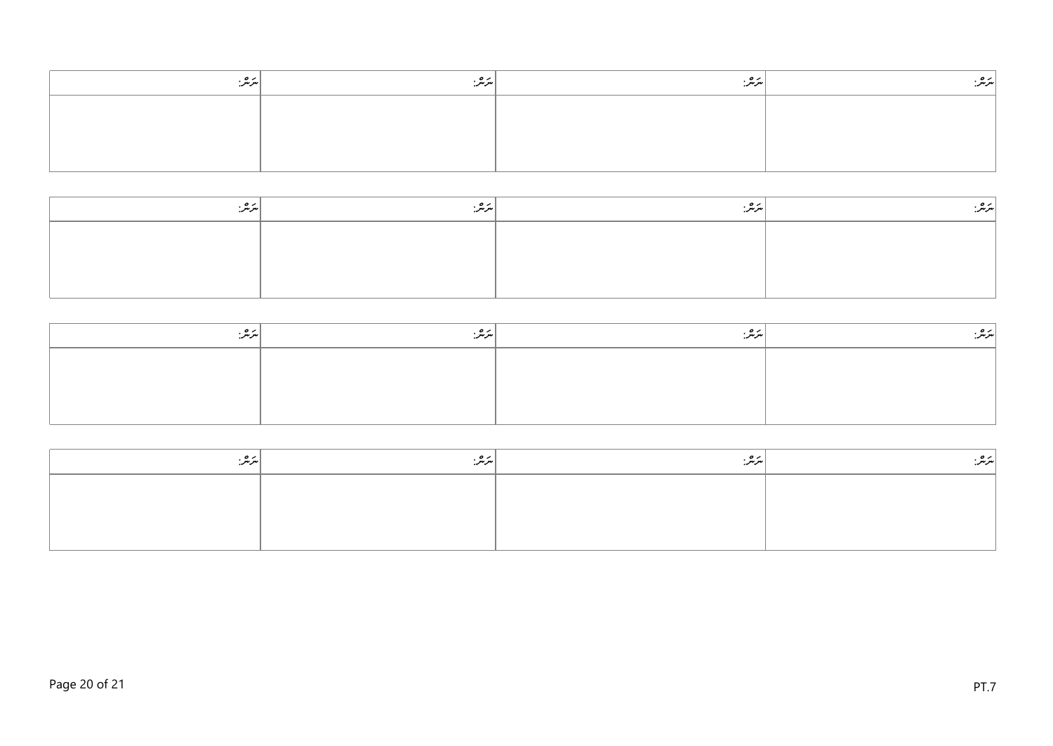| ނަރުދ: | ނަރުދ: | ނަރުދ: | ނަރުދ: |
| --- | --- | --- | --- |
| | | | |

| ނަރުދ: | ނަރުދ: | ނަރުދ: | ނަރުދ: |
| --- | --- | --- | --- |
| | | | |

| ނަރުދ: | ނަރުދ: | ނަރުދ: | ނަރުދ: |
| --- | --- | --- | --- |
| | | | |

| ނަރުދ: | ނަރުދ: | ނަރުދ: | ނަރުދ: |
| --- | --- | --- | --- |
| | | | |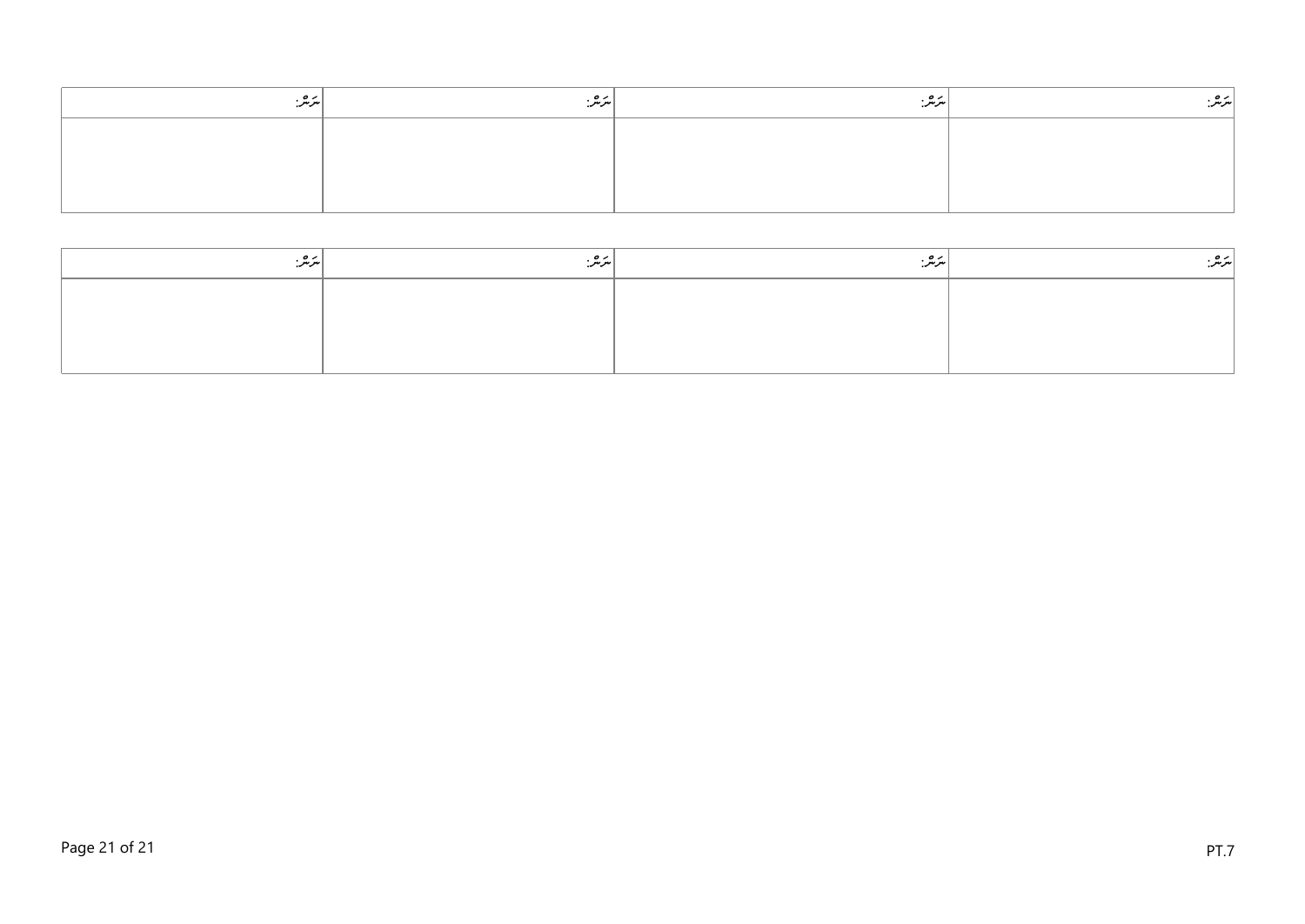| ޗަރަށް: | ޗަރަށް: | ޗަރަށް: | ޗަރަށް: |
| --- | --- | --- | --- |
| | | | |

| ޗަރަށް: | ޗަރަށް: | ޗަރަށް: | ޗަރަށް: |
| --- | --- | --- | --- |
| | | | |